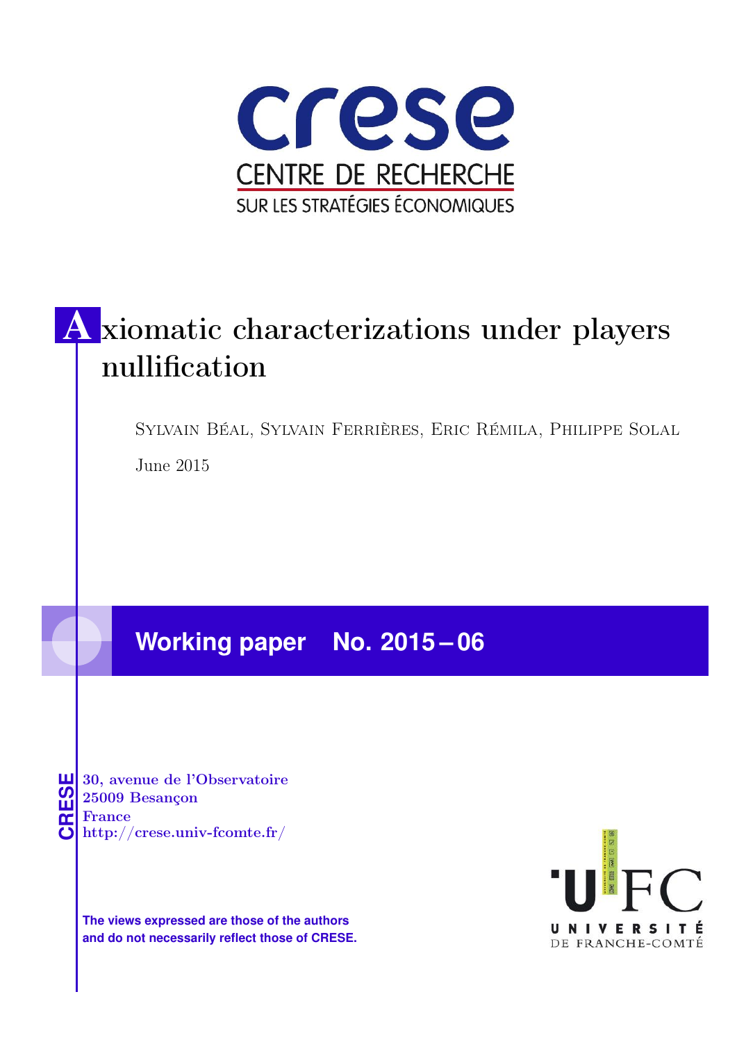crese

CENTRE DE RECHERCHE SUR LES STRATÉGIES ÉCONOMIQUES

# Axiomatic characterizations under players nullification

Sylvain Béal, Sylvain Ferrières, Eric Rémila, Philippe Solal

June 2015

**Working paper No. 2015 – 06**

CRESE
30, avenue de l'Observatoire
25009 Besançon
France
http://crese.univ-fcomte.fr/

**The views expressed are those of the authors and do not necessarily reflect those of CRESE.**

UFC UNIVERSITÉ DE FRANCHE-COMTÉ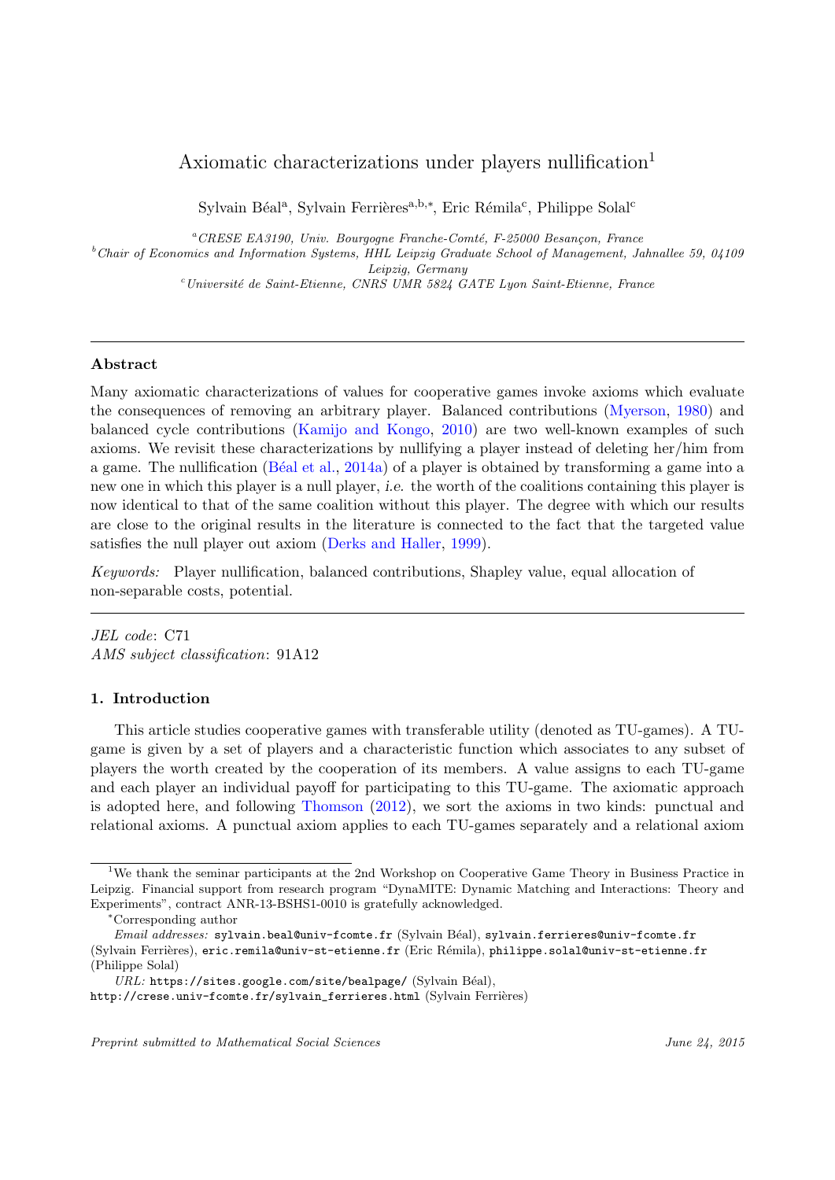# Axiomatic characterizations under players nullification[1]

Sylvain Béal[a], Sylvain Ferrières[a,b,*], Eric Rémila[c], Philippe Solal[c]

[a] *CRESE EA3190, Univ. Bourgogne Franche-Comté, F-25000 Besançon, France*

[b] *Chair of Economics and Information Systems, HHL Leipzig Graduate School of Management, Jahnallee 59, 04109 Leipzig, Germany*

[c] *Université de Saint-Etienne, CNRS UMR 5824 GATE Lyon Saint-Etienne, France*

---

### Abstract

Many axiomatic characterizations of values for cooperative games invoke axioms which evaluate the consequences of removing an arbitrary player. Balanced contributions (Myerson, 1980) and balanced cycle contributions (Kamijo and Kongo, 2010) are two well-known examples of such axioms. We revisit these characterizations by nullifying a player instead of deleting her/him from a game. The nullification (Béal et al., 2014a) of a player is obtained by transforming a game into a new one in which this player is a null player, *i.e.* the worth of the coalitions containing this player is now identical to that of the same coalition without this player. The degree with which our results are close to the original results in the literature is connected to the fact that the targeted value satisfies the null player out axiom (Derks and Haller, 1999).

*Keywords:* Player nullification, balanced contributions, Shapley value, equal allocation of non-separable costs, potential.

---

*JEL code*: C71
*AMS subject classification*: 91A12

## 1. Introduction

This article studies cooperative games with transferable utility (denoted as TU-games). A TU-game is given by a set of players and a characteristic function which associates to any subset of players the worth created by the cooperation of its members. A value assigns to each TU-game and each player an individual payoff for participating to this TU-game. The axiomatic approach is adopted here, and following Thomson (2012), we sort the axioms in two kinds: punctual and relational axioms. A punctual axiom applies to each TU-games separately and a relational axiom

---

[1] We thank the seminar participants at the 2nd Workshop on Cooperative Game Theory in Business Practice in Leipzig. Financial support from research program "DynaMITE: Dynamic Matching and Interactions: Theory and Experiments", contract ANR-13-BSHS1-0010 is gratefully acknowledged.

[*] Corresponding author

*Email addresses:* sylvain.beal@univ-fcomte.fr (Sylvain Béal), sylvain.ferrieres@univ-fcomte.fr (Sylvain Ferrières), eric.remila@univ-st-etienne.fr (Eric Rémila), philippe.solal@univ-st-etienne.fr (Philippe Solal)

*URL:* https://sites.google.com/site/bealpage/ (Sylvain Béal), http://crese.univ-fcomte.fr/sylvain_ferrieres.html (Sylvain Ferrières)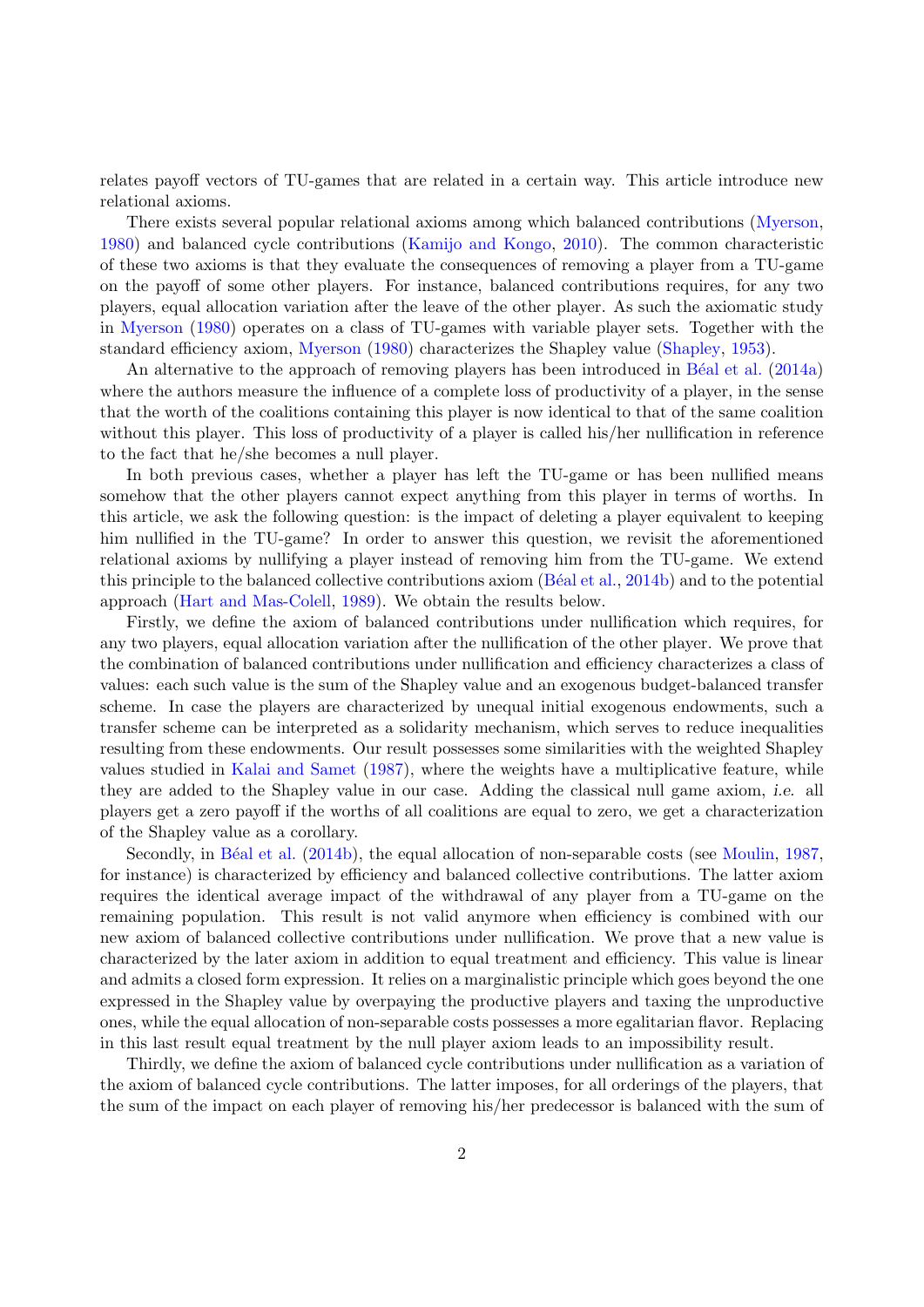relates payoff vectors of TU-games that are related in a certain way. This article introduce new relational axioms.

There exists several popular relational axioms among which balanced contributions (Myerson, 1980) and balanced cycle contributions (Kamijo and Kongo, 2010). The common characteristic of these two axioms is that they evaluate the consequences of removing a player from a TU-game on the payoff of some other players. For instance, balanced contributions requires, for any two players, equal allocation variation after the leave of the other player. As such the axiomatic study in Myerson (1980) operates on a class of TU-games with variable player sets. Together with the standard efficiency axiom, Myerson (1980) characterizes the Shapley value (Shapley, 1953).

An alternative to the approach of removing players has been introduced in Béal et al. (2014a) where the authors measure the influence of a complete loss of productivity of a player, in the sense that the worth of the coalitions containing this player is now identical to that of the same coalition without this player. This loss of productivity of a player is called his/her nullification in reference to the fact that he/she becomes a null player.

In both previous cases, whether a player has left the TU-game or has been nullified means somehow that the other players cannot expect anything from this player in terms of worths. In this article, we ask the following question: is the impact of deleting a player equivalent to keeping him nullified in the TU-game? In order to answer this question, we revisit the aforementioned relational axioms by nullifying a player instead of removing him from the TU-game. We extend this principle to the balanced collective contributions axiom (Béal et al., 2014b) and to the potential approach (Hart and Mas-Colell, 1989). We obtain the results below.

Firstly, we define the axiom of balanced contributions under nullification which requires, for any two players, equal allocation variation after the nullification of the other player. We prove that the combination of balanced contributions under nullification and efficiency characterizes a class of values: each such value is the sum of the Shapley value and an exogenous budget-balanced transfer scheme. In case the players are characterized by unequal initial exogenous endowments, such a transfer scheme can be interpreted as a solidarity mechanism, which serves to reduce inequalities resulting from these endowments. Our result possesses some similarities with the weighted Shapley values studied in Kalai and Samet (1987), where the weights have a multiplicative feature, while they are added to the Shapley value in our case. Adding the classical null game axiom, *i.e.* all players get a zero payoff if the worths of all coalitions are equal to zero, we get a characterization of the Shapley value as a corollary.

Secondly, in Béal et al. (2014b), the equal allocation of non-separable costs (see Moulin, 1987, for instance) is characterized by efficiency and balanced collective contributions. The latter axiom requires the identical average impact of the withdrawal of any player from a TU-game on the remaining population. This result is not valid anymore when efficiency is combined with our new axiom of balanced collective contributions under nullification. We prove that a new value is characterized by the later axiom in addition to equal treatment and efficiency. This value is linear and admits a closed form expression. It relies on a marginalistic principle which goes beyond the one expressed in the Shapley value by overpaying the productive players and taxing the unproductive ones, while the equal allocation of non-separable costs possesses a more egalitarian flavor. Replacing in this last result equal treatment by the null player axiom leads to an impossibility result.

Thirdly, we define the axiom of balanced cycle contributions under nullification as a variation of the axiom of balanced cycle contributions. The latter imposes, for all orderings of the players, that the sum of the impact on each player of removing his/her predecessor is balanced with the sum of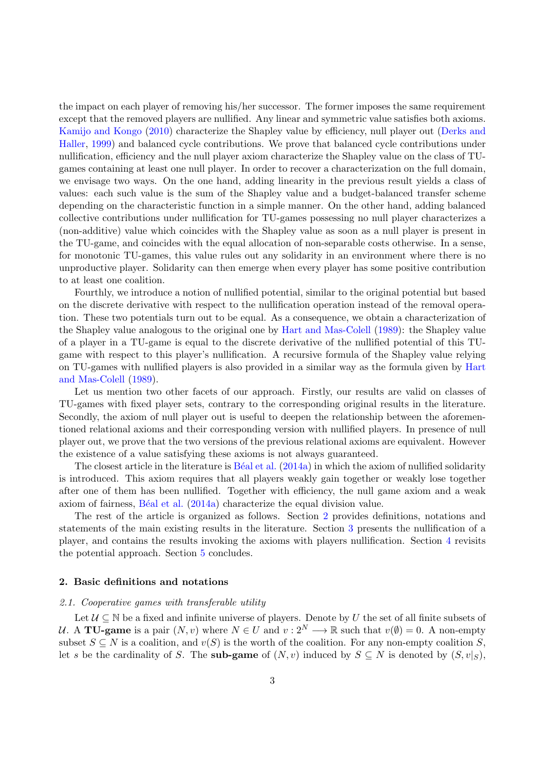the impact on each player of removing his/her successor. The former imposes the same requirement except that the removed players are nullified. Any linear and symmetric value satisfies both axioms. Kamijo and Kongo (2010) characterize the Shapley value by efficiency, null player out (Derks and Haller, 1999) and balanced cycle contributions. We prove that balanced cycle contributions under nullification, efficiency and the null player axiom characterize the Shapley value on the class of TU-games containing at least one null player. In order to recover a characterization on the full domain, we envisage two ways. On the one hand, adding linearity in the previous result yields a class of values: each such value is the sum of the Shapley value and a budget-balanced transfer scheme depending on the characteristic function in a simple manner. On the other hand, adding balanced collective contributions under nullification for TU-games possessing no null player characterizes a (non-additive) value which coincides with the Shapley value as soon as a null player is present in the TU-game, and coincides with the equal allocation of non-separable costs otherwise. In a sense, for monotonic TU-games, this value rules out any solidarity in an environment where there is no unproductive player. Solidarity can then emerge when every player has some positive contribution to at least one coalition.

Fourthly, we introduce a notion of nullified potential, similar to the original potential but based on the discrete derivative with respect to the nullification operation instead of the removal operation. These two potentials turn out to be equal. As a consequence, we obtain a characterization of the Shapley value analogous to the original one by Hart and Mas-Colell (1989): the Shapley value of a player in a TU-game is equal to the discrete derivative of the nullified potential of this TU-game with respect to this player's nullification. A recursive formula of the Shapley value relying on TU-games with nullified players is also provided in a similar way as the formula given by Hart and Mas-Colell (1989).

Let us mention two other facets of our approach. Firstly, our results are valid on classes of TU-games with fixed player sets, contrary to the corresponding original results in the literature. Secondly, the axiom of null player out is useful to deepen the relationship between the aforementioned relational axioms and their corresponding version with nullified players. In presence of null player out, we prove that the two versions of the previous relational axioms are equivalent. However the existence of a value satisfying these axioms is not always guaranteed.

The closest article in the literature is Béal et al. (2014a) in which the axiom of nullified solidarity is introduced. This axiom requires that all players weakly gain together or weakly lose together after one of them has been nullified. Together with efficiency, the null game axiom and a weak axiom of fairness, Béal et al. (2014a) characterize the equal division value.

The rest of the article is organized as follows. Section 2 provides definitions, notations and statements of the main existing results in the literature. Section 3 presents the nullification of a player, and contains the results invoking the axioms with players nullification. Section 4 revisits the potential approach. Section 5 concludes.

## 2. Basic definitions and notations

### *2.1. Cooperative games with transferable utility*

Let $\mathcal{U} \subseteq \mathbb{N}$ be a fixed and infinite universe of players. Denote by $U$ the set of all finite subsets of $\mathcal{U}$. A **TU-game** is a pair $(N, v)$ where $N \in U$ and $v : 2^N \longrightarrow \mathbb{R}$ such that $v(\emptyset) = 0$. A non-empty subset $S \subseteq N$ is a coalition, and $v(S)$ is the worth of the coalition. For any non-empty coalition $S$, let $s$ be the cardinality of $S$. The **sub-game** of $(N, v)$ induced by $S \subseteq N$ is denoted by $(S, v|_S)$,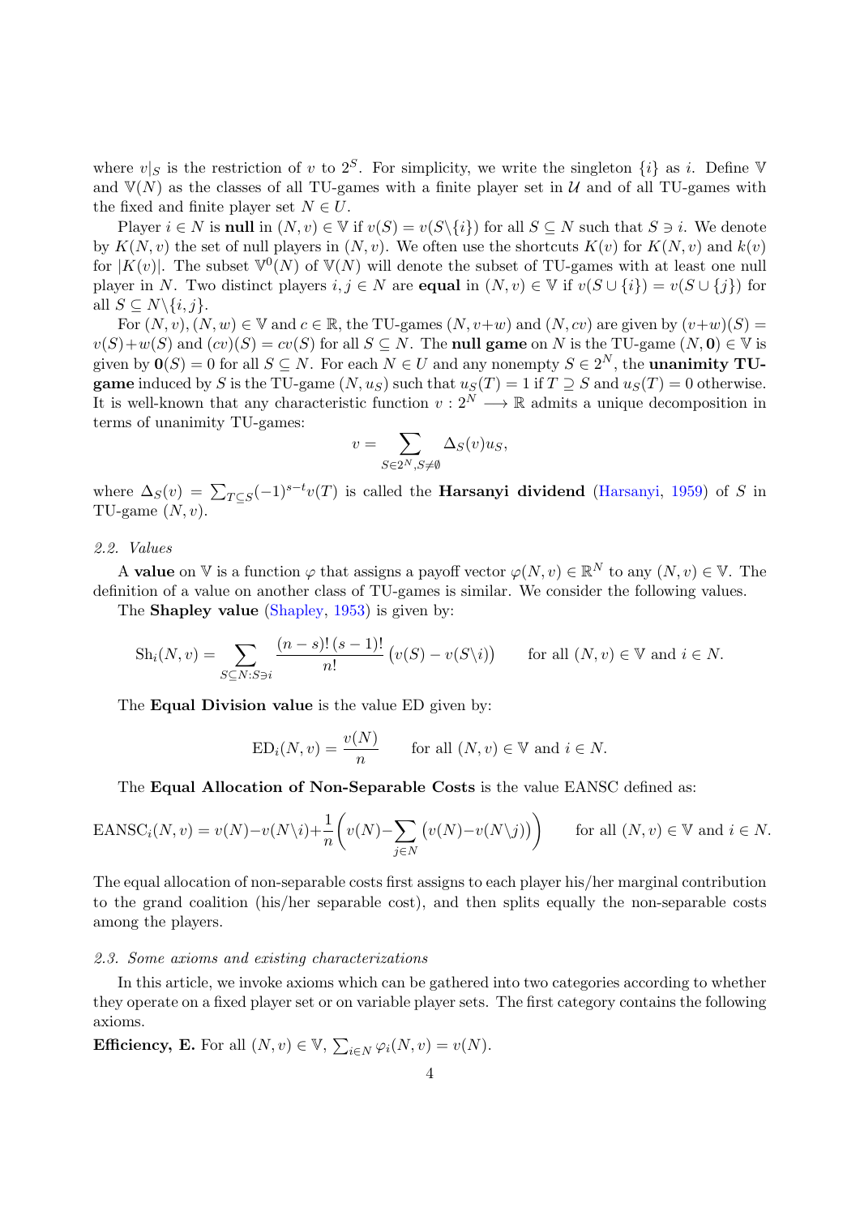where $v|_S$ is the restriction of $v$ to $2^S$. For simplicity, we write the singleton $\{i\}$ as $i$. Define $\mathbb{V}$ and $\mathbb{V}(N)$ as the classes of all TU-games with a finite player set in $\mathcal{U}$ and of all TU-games with the fixed and finite player set $N \in U$.

Player $i \in N$ is **null** in $(N, v) \in \mathbb{V}$ if $v(S) = v(S \backslash \{i\})$ for all $S \subseteq N$ such that $S \ni i$. We denote by $K(N, v)$ the set of null players in $(N, v)$. We often use the shortcuts $K(v)$ for $K(N, v)$ and $k(v)$ for $|K(v)|$. The subset $\mathbb{V}^0(N)$ of $\mathbb{V}(N)$ will denote the subset of TU-games with at least one null player in $N$. Two distinct players $i, j \in N$ are **equal** in $(N, v) \in \mathbb{V}$ if $v(S \cup \{i\}) = v(S \cup \{j\})$ for all $S \subseteq N \backslash \{i, j\}$.

For $(N, v), (N, w) \in \mathbb{V}$ and $c \in \mathbb{R}$, the TU-games $(N, v+w)$ and $(N, cv)$ are given by $(v+w)(S) = v(S)+w(S)$ and $(cv)(S) = cv(S)$ for all $S \subseteq N$. The **null game** on $N$ is the TU-game $(N, \mathbf{0}) \in \mathbb{V}$ is given by $\mathbf{0}(S) = 0$ for all $S \subseteq N$. For each $N \in U$ and any nonempty $S \in 2^N$, the **unanimity TU-game** induced by $S$ is the TU-game $(N, u_S)$ such that $u_S(T) = 1$ if $T \supseteq S$ and $u_S(T) = 0$ otherwise. It is well-known that any characteristic function $v : 2^N \longrightarrow \mathbb{R}$ admits a unique decomposition in terms of unanimity TU-games:

$$v = \sum_{S \in 2^N, S \neq \emptyset} \Delta_S(v) u_S,$$

where $\Delta_S(v) = \sum_{T \subseteq S} (-1)^{s-t} v(T)$ is called the **Harsanyi dividend** (Harsanyi, 1959) of $S$ in TU-game $(N, v)$.

### *2.2. Values*

A **value** on $\mathbb{V}$ is a function $\varphi$ that assigns a payoff vector $\varphi(N, v) \in \mathbb{R}^N$ to any $(N, v) \in \mathbb{V}$. The definition of a value on another class of TU-games is similar. We consider the following values.

The **Shapley value** (Shapley, 1953) is given by:

$$\mathrm{Sh}_i(N, v) = \sum_{S \subseteq N : S \ni i} \frac{(n-s)!\,(s-1)!}{n!} \big(v(S) - v(S \backslash i)\big) \qquad \text{for all } (N, v) \in \mathbb{V} \text{ and } i \in N.$$

The **Equal Division value** is the value ED given by:

$$\mathrm{ED}_i(N, v) = \frac{v(N)}{n} \qquad \text{for all } (N, v) \in \mathbb{V} \text{ and } i \in N.$$

The **Equal Allocation of Non-Separable Costs** is the value EANSC defined as:

$$\mathrm{EANSC}_i(N, v) = v(N) - v(N \backslash i) + \frac{1}{n}\bigg(v(N) - \sum_{j \in N} \big(v(N) - v(N \backslash j)\big)\bigg) \qquad \text{for all } (N, v) \in \mathbb{V} \text{ and } i \in N.$$

The equal allocation of non-separable costs first assigns to each player his/her marginal contribution to the grand coalition (his/her separable cost), and then splits equally the non-separable costs among the players.

### *2.3. Some axioms and existing characterizations*

In this article, we invoke axioms which can be gathered into two categories according to whether they operate on a fixed player set or on variable player sets. The first category contains the following axioms.

**Efficiency, E.** For all $(N, v) \in \mathbb{V}$, $\sum_{i \in N} \varphi_i(N, v) = v(N)$.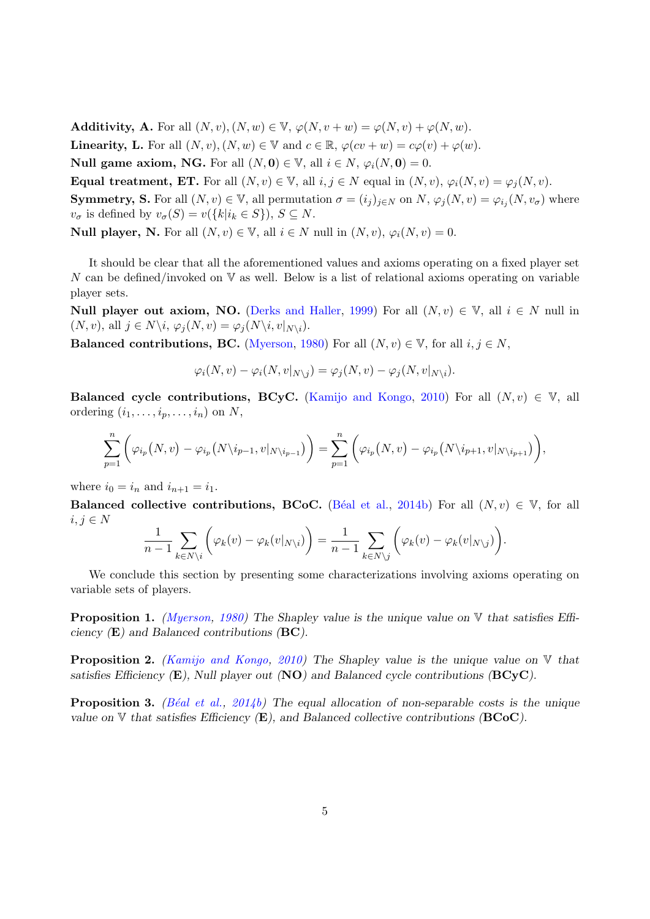**Additivity, A.** For all $(N, v), (N, w) \in \mathbb{V}$, $\varphi(N, v + w) = \varphi(N, v) + \varphi(N, w)$.

**Linearity, L.** For all $(N, v), (N, w) \in \mathbb{V}$ and $c \in \mathbb{R}$, $\varphi(cv + w) = c\varphi(v) + \varphi(w)$.

**Null game axiom, NG.** For all $(N, \mathbf{0}) \in \mathbb{V}$, all $i \in N$, $\varphi_i(N, \mathbf{0}) = 0$.

**Equal treatment, ET.** For all $(N, v) \in \mathbb{V}$, all $i, j \in N$ equal in $(N, v)$, $\varphi_i(N, v) = \varphi_j(N, v)$.

**Symmetry, S.** For all $(N, v) \in \mathbb{V}$, all permutation $\sigma = (i_j)_{j \in N}$ on $N$, $\varphi_j(N, v) = \varphi_{i_j}(N, v_\sigma)$ where $v_\sigma$ is defined by $v_\sigma(S) = v(\{k | i_k \in S\})$, $S \subseteq N$.

**Null player, N.** For all $(N, v) \in \mathbb{V}$, all $i \in N$ null in $(N, v)$, $\varphi_i(N, v) = 0$.

It should be clear that all the aforementioned values and axioms operating on a fixed player set $N$ can be defined/invoked on $\mathbb{V}$ as well. Below is a list of relational axioms operating on variable player sets.

**Null player out axiom, NO.** (Derks and Haller, 1999) For all $(N, v) \in \mathbb{V}$, all $i \in N$ null in $(N, v)$, all $j \in N \backslash i$, $\varphi_j(N, v) = \varphi_j(N \backslash i, v|_{N \backslash i})$.

**Balanced contributions, BC.** (Myerson, 1980) For all $(N, v) \in \mathbb{V}$, for all $i, j \in N$,

$$\varphi_i(N, v) - \varphi_i(N, v|_{N \backslash j}) = \varphi_j(N, v) - \varphi_j(N, v|_{N \backslash i}).$$

**Balanced cycle contributions, BCyC.** (Kamijo and Kongo, 2010) For all $(N, v) \in \mathbb{V}$, all ordering $(i_1, \ldots, i_p, \ldots, i_n)$ on $N$,

$$\sum_{p=1}^{n} \Big( \varphi_{i_p}(N, v) - \varphi_{i_p}(N \backslash i_{p-1}, v|_{N \backslash i_{p-1}}) \Big) = \sum_{p=1}^{n} \Big( \varphi_{i_p}(N, v) - \varphi_{i_p}(N \backslash i_{p+1}, v|_{N \backslash i_{p+1}}) \Big),$$

where $i_0 = i_n$ and $i_{n+1} = i_1$.

**Balanced collective contributions, BCoC.** (Béal et al., 2014b) For all $(N, v) \in \mathbb{V}$, for all $i, j \in N$

$$\frac{1}{n-1} \sum_{k \in N \backslash i} \Big( \varphi_k(v) - \varphi_k(v|_{N \backslash i}) \Big) = \frac{1}{n-1} \sum_{k \in N \backslash j} \Big( \varphi_k(v) - \varphi_k(v|_{N \backslash j}) \Big).$$

We conclude this section by presenting some characterizations involving axioms operating on variable sets of players.

**Proposition 1.** *(Myerson, 1980) The Shapley value is the unique value on $\mathbb{V}$ that satisfies Efficiency (**E**) and Balanced contributions (**BC**).*

**Proposition 2.** *(Kamijo and Kongo, 2010) The Shapley value is the unique value on $\mathbb{V}$ that satisfies Efficiency (**E**), Null player out (**NO**) and Balanced cycle contributions (**BCyC**).*

**Proposition 3.** *(Béal et al., 2014b) The equal allocation of non-separable costs is the unique value on $\mathbb{V}$ that satisfies Efficiency (**E**), and Balanced collective contributions (**BCoC**).*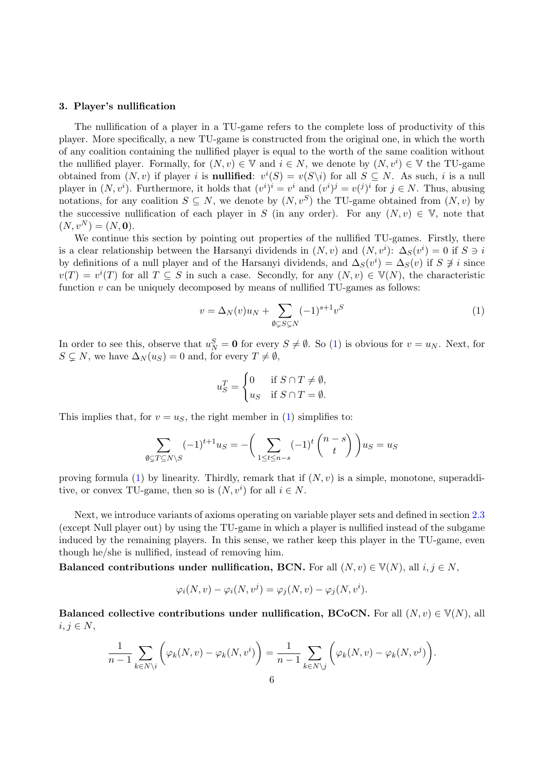## 3. Player's nullification

The nullification of a player in a TU-game refers to the complete loss of productivity of this player. More specifically, a new TU-game is constructed from the original one, in which the worth of any coalition containing the nullified player is equal to the worth of the same coalition without the nullified player. Formally, for $(N, v) \in \mathbb{V}$ and $i \in N$, we denote by $(N, v^i) \in \mathbb{V}$ the TU-game obtained from $(N, v)$ if player $i$ is **nullified**: $v^i(S) = v(S\backslash i)$ for all $S \subseteq N$. As such, $i$ is a null player in $(N, v^i)$. Furthermore, it holds that $(v^i)^i = v^i$ and $(v^i)^j = v(^j)^i$ for $j \in N$. Thus, abusing notations, for any coalition $S \subseteq N$, we denote by $(N, v^S)$ the TU-game obtained from $(N, v)$ by the successive nullification of each player in $S$ (in any order). For any $(N, v) \in \mathbb{V}$, note that $(N, v^N) = (N, \mathbf{0})$.

We continue this section by pointing out properties of the nullified TU-games. Firstly, there is a clear relationship between the Harsanyi dividends in $(N, v)$ and $(N, v^i)$: $\Delta_S(v^i) = 0$ if $S \ni i$ by definitions of a null player and of the Harsanyi dividends, and $\Delta_S(v^i) = \Delta_S(v)$ if $S \not\ni i$ since $v(T) = v^i(T)$ for all $T \subseteq S$ in such a case. Secondly, for any $(N, v) \in \mathbb{V}(N)$, the characteristic function $v$ can be uniquely decomposed by means of nullified TU-games as follows:

$$v = \Delta_N(v)u_N + \sum_{\emptyset \subsetneq S \subsetneq N} (-1)^{s+1} v^S \tag{1}$$

In order to see this, observe that $u_N^S = \mathbf{0}$ for every $S \neq \emptyset$. So (1) is obvious for $v = u_N$. Next, for $S \subsetneq N$, we have $\Delta_N(u_S) = 0$ and, for every $T \neq \emptyset$,

$$u_S^T = \begin{cases} 0 & \text{if } S \cap T \neq \emptyset, \\ u_S & \text{if } S \cap T = \emptyset. \end{cases}$$

This implies that, for $v = u_S$, the right member in (1) simplifies to:

$$\sum_{\emptyset \subsetneq T \subseteq N\backslash S} (-1)^{t+1} u_S = -\bigg( \sum_{1 \leq t \leq n-s} (-1)^t \binom{n-s}{t} \bigg) u_S = u_S$$

proving formula (1) by linearity. Thirdly, remark that if $(N, v)$ is a simple, monotone, superadditive, or convex TU-game, then so is $(N, v^i)$ for all $i \in N$.

Next, we introduce variants of axioms operating on variable player sets and defined in section 2.3 (except Null player out) by using the TU-game in which a player is nullified instead of the subgame induced by the remaining players. In this sense, we rather keep this player in the TU-game, even though he/she is nullified, instead of removing him.

**Balanced contributions under nullification, BCN.** For all $(N, v) \in \mathbb{V}(N)$, all $i, j \in N$,

$$\varphi_i(N, v) - \varphi_i(N, v^j) = \varphi_j(N, v) - \varphi_j(N, v^i).$$

**Balanced collective contributions under nullification, BCoCN.** For all $(N, v) \in \mathbb{V}(N)$, all $i, j \in N$,

$$\frac{1}{n-1} \sum_{k \in N\backslash i} \Big( \varphi_k(N, v) - \varphi_k(N, v^i) \Big) = \frac{1}{n-1} \sum_{k \in N\backslash j} \Big( \varphi_k(N, v) - \varphi_k(N, v^j) \Big).$$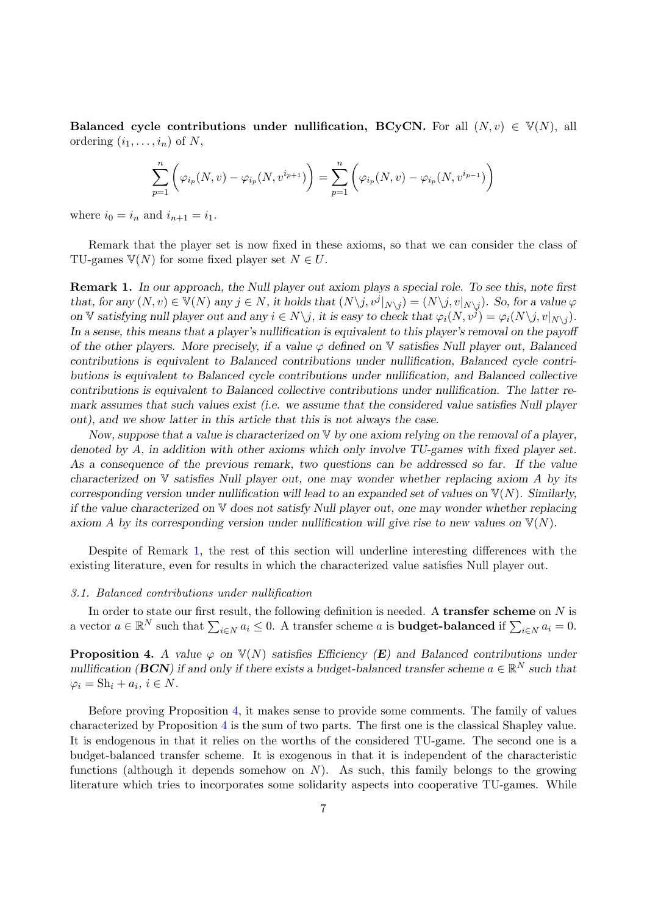**Balanced cycle contributions under nullification, BCyCN.** For all $(N,v) \in \mathbb{V}(N)$, all ordering $(i_1, \ldots, i_n)$ of $N$,

$$\sum_{p=1}^{n} \Big( \varphi_{i_p}(N,v) - \varphi_{i_p}(N, v^{i_{p+1}}) \Big) = \sum_{p=1}^{n} \Big( \varphi_{i_p}(N,v) - \varphi_{i_p}(N, v^{i_{p-1}}) \Big)$$

where $i_0 = i_n$ and $i_{n+1} = i_1$.

Remark that the player set is now fixed in these axioms, so that we can consider the class of TU-games $\mathbb{V}(N)$ for some fixed player set $N \in U$.

**Remark 1.** *In our approach, the Null player out axiom plays a special role. To see this, note first that, for any $(N,v) \in \mathbb{V}(N)$ any $j \in N$, it holds that $(N\backslash j, v^j|_{N\backslash j}) = (N\backslash j, v|_{N\backslash j})$. So, for a value $\varphi$ on $\mathbb{V}$ satisfying null player out and any $i \in N\backslash j$, it is easy to check that $\varphi_i(N, v^j) = \varphi_i(N\backslash j, v|_{N\backslash j})$. In a sense, this means that a player's nullification is equivalent to this player's removal on the payoff of the other players. More precisely, if a value $\varphi$ defined on $\mathbb{V}$ satisfies Null player out, Balanced contributions is equivalent to Balanced contributions under nullification, Balanced cycle contributions is equivalent to Balanced cycle contributions under nullification, and Balanced collective contributions is equivalent to Balanced collective contributions under nullification. The latter remark assumes that such values exist (i.e. we assume that the considered value satisfies Null player out), and we show latter in this article that this is not always the case.*

*Now, suppose that a value is characterized on $\mathbb{V}$ by one axiom relying on the removal of a player, denoted by $A$, in addition with other axioms which only involve TU-games with fixed player set. As a consequence of the previous remark, two questions can be addressed so far. If the value characterized on $\mathbb{V}$ satisfies Null player out, one may wonder whether replacing axiom $A$ by its corresponding version under nullification will lead to an expanded set of values on $\mathbb{V}(N)$. Similarly, if the value characterized on $\mathbb{V}$ does not satisfy Null player out, one may wonder whether replacing axiom $A$ by its corresponding version under nullification will give rise to new values on $\mathbb{V}(N)$.*

Despite of Remark 1, the rest of this section will underline interesting differences with the existing literature, even for results in which the characterized value satisfies Null player out.

### 3.1. Balanced contributions under nullification

In order to state our first result, the following definition is needed. A **transfer scheme** on $N$ is a vector $a \in \mathbb{R}^N$ such that $\sum_{i \in N} a_i \leq 0$. A transfer scheme $a$ is **budget-balanced** if $\sum_{i \in N} a_i = 0$.

**Proposition 4.** *A value $\varphi$ on $\mathbb{V}(N)$ satisfies Efficiency (**E**) and Balanced contributions under nullification (**BCN**) if and only if there exists a budget-balanced transfer scheme $a \in \mathbb{R}^N$ such that $\varphi_i = \mathrm{Sh}_i + a_i$, $i \in N$.*

Before proving Proposition 4, it makes sense to provide some comments. The family of values characterized by Proposition 4 is the sum of two parts. The first one is the classical Shapley value. It is endogenous in that it relies on the worths of the considered TU-game. The second one is a budget-balanced transfer scheme. It is exogenous in that it is independent of the characteristic functions (although it depends somehow on $N$). As such, this family belongs to the growing literature which tries to incorporates some solidarity aspects into cooperative TU-games. While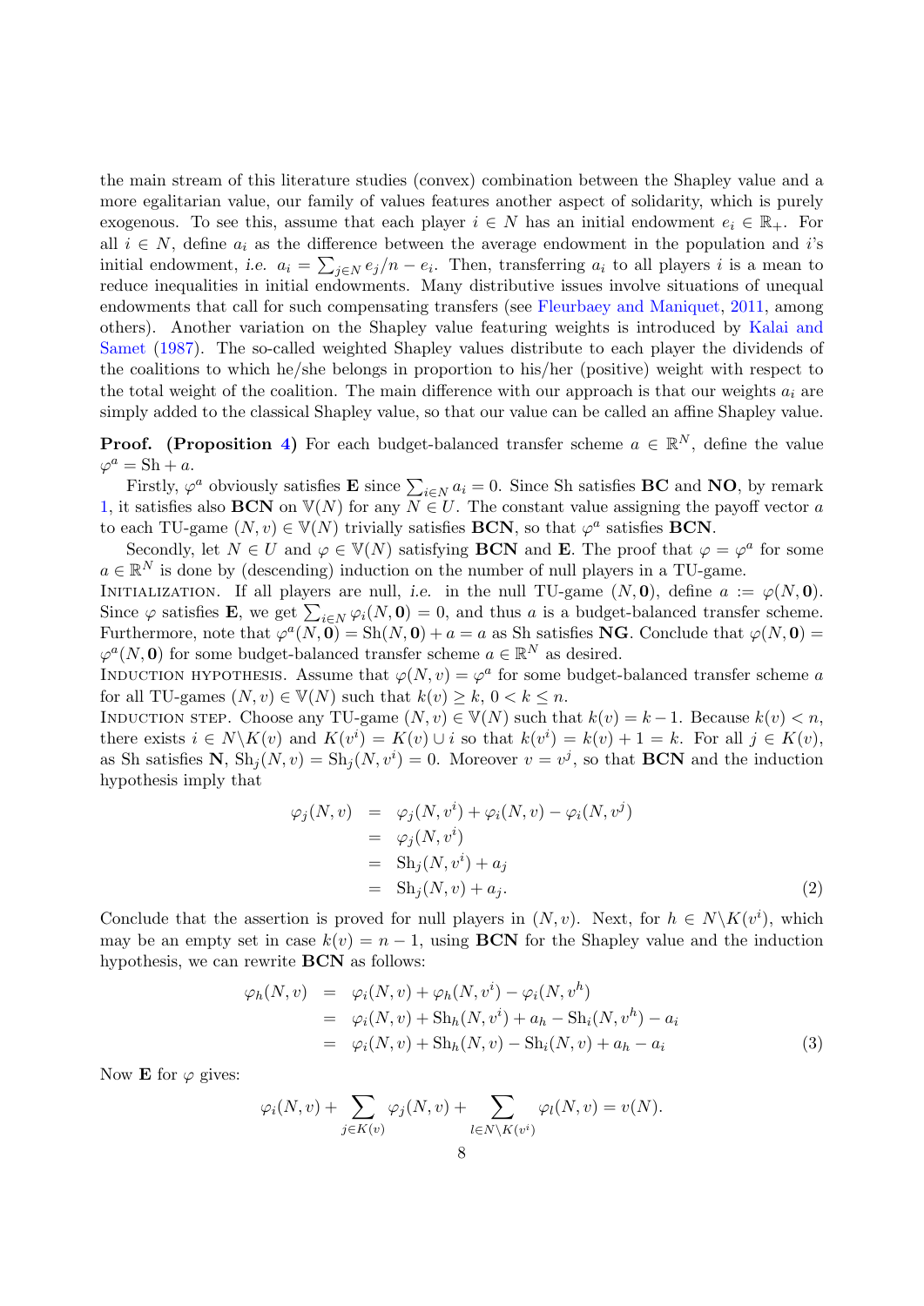the main stream of this literature studies (convex) combination between the Shapley value and a more egalitarian value, our family of values features another aspect of solidarity, which is purely exogenous. To see this, assume that each player $i \in N$ has an initial endowment $e_i \in \mathbb{R}_+$. For all $i \in N$, define $a_i$ as the difference between the average endowment in the population and $i$'s initial endowment, *i.e.* $a_i = \sum_{j \in N} e_j/n - e_i$. Then, transferring $a_i$ to all players $i$ is a mean to reduce inequalities in initial endowments. Many distributive issues involve situations of unequal endowments that call for such compensating transfers (see Fleurbaey and Maniquet, 2011, among others). Another variation on the Shapley value featuring weights is introduced by Kalai and Samet (1987). The so-called weighted Shapley values distribute to each player the dividends of the coalitions to which he/she belongs in proportion to his/her (positive) weight with respect to the total weight of the coalition. The main difference with our approach is that our weights $a_i$ are simply added to the classical Shapley value, so that our value can be called an affine Shapley value.

**Proof. (Proposition 4)** For each budget-balanced transfer scheme $a \in \mathbb{R}^N$, define the value $\varphi^a = \text{Sh} + a$.

Firstly, $\varphi^a$ obviously satisfies **E** since $\sum_{i \in N} a_i = 0$. Since Sh satisfies **BC** and **NO**, by remark 1, it satisfies also **BCN** on $\mathbb{V}(N)$ for any $N \in U$. The constant value assigning the payoff vector $a$ to each TU-game $(N, v) \in \mathbb{V}(N)$ trivially satisfies **BCN**, so that $\varphi^a$ satisfies **BCN**.

Secondly, let $N \in U$ and $\varphi \in \mathbb{V}(N)$ satisfying **BCN** and **E**. The proof that $\varphi = \varphi^a$ for some $a \in \mathbb{R}^N$ is done by (descending) induction on the number of null players in a TU-game.

Initialization. If all players are null, *i.e.* in the null TU-game $(N, \mathbf{0})$, define $a := \varphi(N, \mathbf{0})$. Since $\varphi$ satisfies **E**, we get $\sum_{i \in N} \varphi_i(N, \mathbf{0}) = 0$, and thus $a$ is a budget-balanced transfer scheme. Furthermore, note that $\varphi^a(N, \mathbf{0}) = \text{Sh}(N, \mathbf{0}) + a = a$ as Sh satisfies **NG**. Conclude that $\varphi(N, \mathbf{0}) = \varphi^a(N, \mathbf{0})$ for some budget-balanced transfer scheme $a \in \mathbb{R}^N$ as desired.

Induction hypothesis. Assume that $\varphi(N, v) = \varphi^a$ for some budget-balanced transfer scheme $a$ for all TU-games $(N, v) \in \mathbb{V}(N)$ such that $k(v) \geq k$, $0 < k \leq n$.

Induction step. Choose any TU-game $(N, v) \in \mathbb{V}(N)$ such that $k(v) = k - 1$. Because $k(v) < n$, there exists $i \in N \backslash K(v)$ and $K(v^i) = K(v) \cup i$ so that $k(v^i) = k(v) + 1 = k$. For all $j \in K(v)$, as Sh satisfies **N**, $\text{Sh}_j(N, v) = \text{Sh}_j(N, v^i) = 0$. Moreover $v = v^j$, so that **BCN** and the induction hypothesis imply that

$$
\begin{aligned}
\varphi_j(N, v) &= \varphi_j(N, v^i) + \varphi_i(N, v) - \varphi_i(N, v^j) \\
&= \varphi_j(N, v^i) \\
&= \text{Sh}_j(N, v^i) + a_j \\
&= \text{Sh}_j(N, v) + a_j. \qquad (2)
\end{aligned}
$$

Conclude that the assertion is proved for null players in $(N, v)$. Next, for $h \in N \backslash K(v^i)$, which may be an empty set in case $k(v) = n - 1$, using **BCN** for the Shapley value and the induction hypothesis, we can rewrite **BCN** as follows:

$$
\begin{aligned}
\varphi_h(N, v) &= \varphi_i(N, v) + \varphi_h(N, v^i) - \varphi_i(N, v^h) \\
&= \varphi_i(N, v) + \text{Sh}_h(N, v^i) + a_h - \text{Sh}_i(N, v^h) - a_i \\
&= \varphi_i(N, v) + \text{Sh}_h(N, v) - \text{Sh}_i(N, v) + a_h - a_i \qquad (3)
\end{aligned}
$$

Now **E** for $\varphi$ gives:

$$
\varphi_i(N, v) + \sum_{j \in K(v)} \varphi_j(N, v) + \sum_{l \in N \backslash K(v^i)} \varphi_l(N, v) = v(N).
$$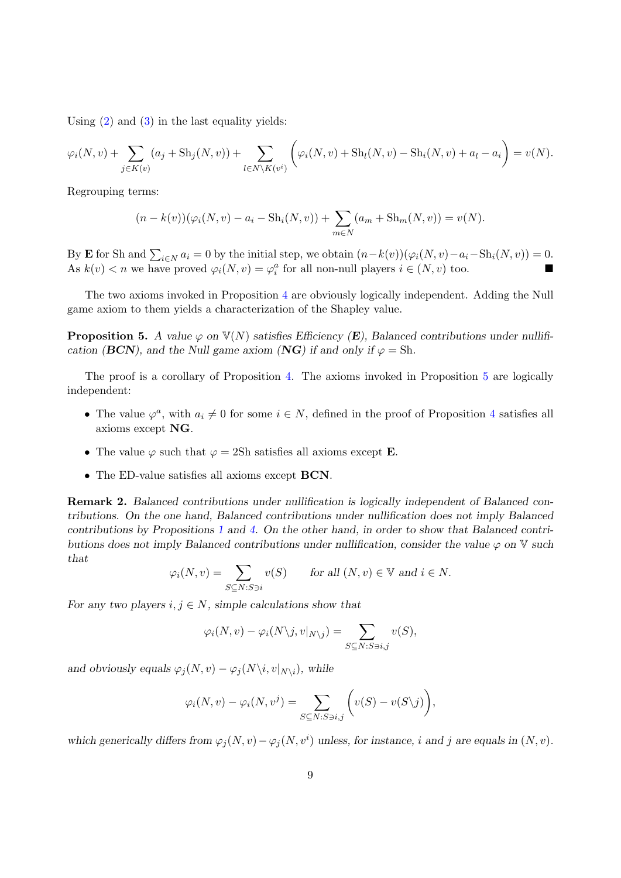Using (2) and (3) in the last equality yields:

$$\varphi_i(N,v) + \sum_{j\in K(v)} (a_j + \mathrm{Sh}_j(N,v)) + \sum_{l\in N\setminus K(v^i)} \Bigg(\varphi_i(N,v) + \mathrm{Sh}_l(N,v) - \mathrm{Sh}_i(N,v) + a_l - a_i\Bigg) = v(N).$$

Regrouping terms:

$$(n-k(v))(\varphi_i(N,v) - a_i - \mathrm{Sh}_i(N,v)) + \sum_{m\in N} (a_m + \mathrm{Sh}_m(N,v)) = v(N).$$

By **E** for Sh and $\sum_{i\in N} a_i = 0$ by the initial step, we obtain $(n-k(v))(\varphi_i(N,v)-a_i-\mathrm{Sh}_i(N,v)) = 0$. As $k(v) < n$ we have proved $\varphi_i(N,v) = \varphi^a_i$ for all non-null players $i \in (N,v)$ too. ■

The two axioms invoked in Proposition 4 are obviously logically independent. Adding the Null game axiom to them yields a characterization of the Shapley value.

**Proposition 5.** *A value $\varphi$ on $\mathbb{V}(N)$ satisfies Efficiency (**E**), Balanced contributions under nullification (**BCN**), and the Null game axiom (**NG**) if and only if $\varphi = \mathrm{Sh}$.*

The proof is a corollary of Proposition 4. The axioms invoked in Proposition 5 are logically independent:

- The value $\varphi^a$, with $a_i \neq 0$ for some $i \in N$, defined in the proof of Proposition 4 satisfies all axioms except **NG**.
- The value $\varphi$ such that $\varphi = 2\mathrm{Sh}$ satisfies all axioms except **E**.
- The ED-value satisfies all axioms except **BCN**.

**Remark 2.** *Balanced contributions under nullification is logically independent of Balanced contributions. On the one hand, Balanced contributions under nullification does not imply Balanced contributions by Propositions 1 and 4. On the other hand, in order to show that Balanced contributions does not imply Balanced contributions under nullification, consider the value $\varphi$ on $\mathbb{V}$ such that*

$$\varphi_i(N,v) = \sum_{S\subseteq N: S\ni i} v(S) \qquad \text{for all } (N,v)\in\mathbb{V} \text{ and } i\in N.$$

*For any two players $i,j\in N$, simple calculations show that*

$$\varphi_i(N,v) - \varphi_i(N\setminus j, v|_{N\setminus j}) = \sum_{S\subseteq N: S\ni i,j} v(S),$$

*and obviously equals $\varphi_j(N,v) - \varphi_j(N\setminus i, v|_{N\setminus i})$, while*

$$\varphi_i(N,v) - \varphi_i(N,v^j) = \sum_{S\subseteq N: S\ni i,j} \Bigg(v(S) - v(S\setminus j)\Bigg),$$

*which generically differs from $\varphi_j(N,v) - \varphi_j(N,v^i)$ unless, for instance, $i$ and $j$ are equals in $(N,v)$.*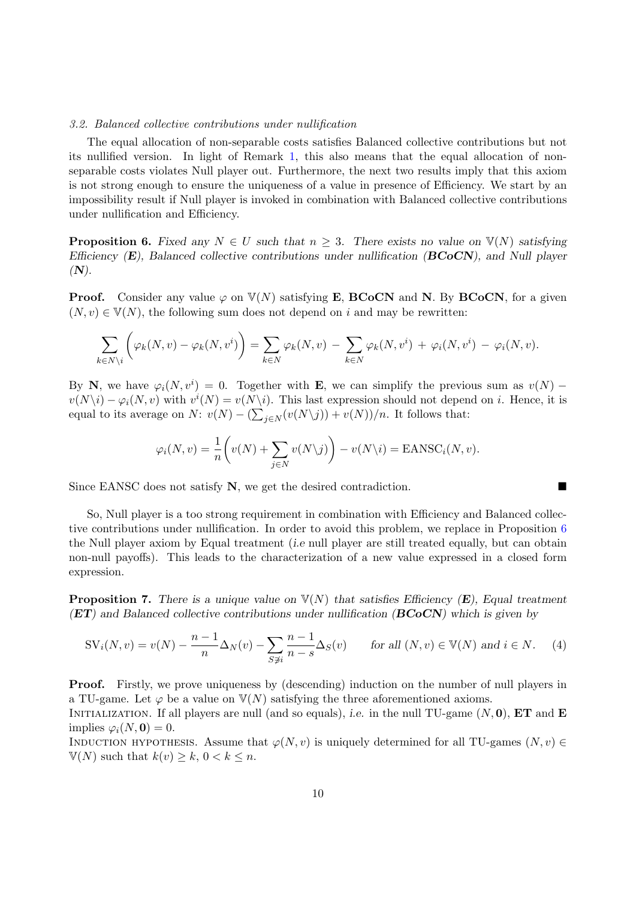### 3.2. Balanced collective contributions under nullification

The equal allocation of non-separable costs satisfies Balanced collective contributions but not its nullified version. In light of Remark 1, this also means that the equal allocation of non-separable costs violates Null player out. Furthermore, the next two results imply that this axiom is not strong enough to ensure the uniqueness of a value in presence of Efficiency. We start by an impossibility result if Null player is invoked in combination with Balanced collective contributions under nullification and Efficiency.

**Proposition 6.** *Fixed any $N \in U$ such that $n \geq 3$. There exists no value on $\mathbb{V}(N)$ satisfying Efficiency (**E**), Balanced collective contributions under nullification (**BCoCN**), and Null player (**N**).*

**Proof.** Consider any value $\varphi$ on $\mathbb{V}(N)$ satisfying **E**, **BCoCN** and **N**. By **BCoCN**, for a given $(N, v) \in \mathbb{V}(N)$, the following sum does not depend on $i$ and may be rewritten:

$$\sum_{k \in N \setminus i} \bigg( \varphi_k(N, v) - \varphi_k(N, v^i) \bigg) = \sum_{k \in N} \varphi_k(N, v) \; - \; \sum_{k \in N} \varphi_k(N, v^i) \; + \; \varphi_i(N, v^i) \; - \; \varphi_i(N, v).$$

By **N**, we have $\varphi_i(N, v^i) = 0$. Together with **E**, we can simplify the previous sum as $v(N) - v(N \setminus i) - \varphi_i(N, v)$ with $v^i(N) = v(N \setminus i)$. This last expression should not depend on $i$. Hence, it is equal to its average on $N$: $v(N) - (\sum_{j \in N}(v(N \setminus j)) + v(N))/n$. It follows that:

$$\varphi_i(N, v) = \frac{1}{n}\bigg( v(N) + \sum_{j \in N} v(N \setminus j) \bigg) - v(N \setminus i) = \text{EANSC}_i(N, v).$$

Since EANSC does not satisfy **N**, we get the desired contradiction. ■

So, Null player is a too strong requirement in combination with Efficiency and Balanced collective contributions under nullification. In order to avoid this problem, we replace in Proposition 6 the Null player axiom by Equal treatment (*i.e* null player are still treated equally, but can obtain non-null payoffs). This leads to the characterization of a new value expressed in a closed form expression.

**Proposition 7.** *There is a unique value on $\mathbb{V}(N)$ that satisfies Efficiency (**E**), Equal treatment (**ET**) and Balanced collective contributions under nullification (**BCoCN**) which is given by*

$$\text{SV}_i(N, v) = v(N) - \frac{n-1}{n}\Delta_N(v) - \sum_{S \not\ni i} \frac{n-1}{n-s}\Delta_S(v) \qquad \textit{for all } (N, v) \in \mathbb{V}(N) \textit{ and } i \in N. \tag{4}$$

**Proof.** Firstly, we prove uniqueness by (descending) induction on the number of null players in a TU-game. Let $\varphi$ be a value on $\mathbb{V}(N)$ satisfying the three aforementioned axioms.

Initialization. If all players are null (and so equals), *i.e.* in the null TU-game $(N, \mathbf{0})$, **ET** and **E** implies $\varphi_i(N, \mathbf{0}) = 0$.

Induction hypothesis. Assume that $\varphi(N, v)$ is uniquely determined for all TU-games $(N, v) \in \mathbb{V}(N)$ such that $k(v) \geq k$, $0 < k \leq n$.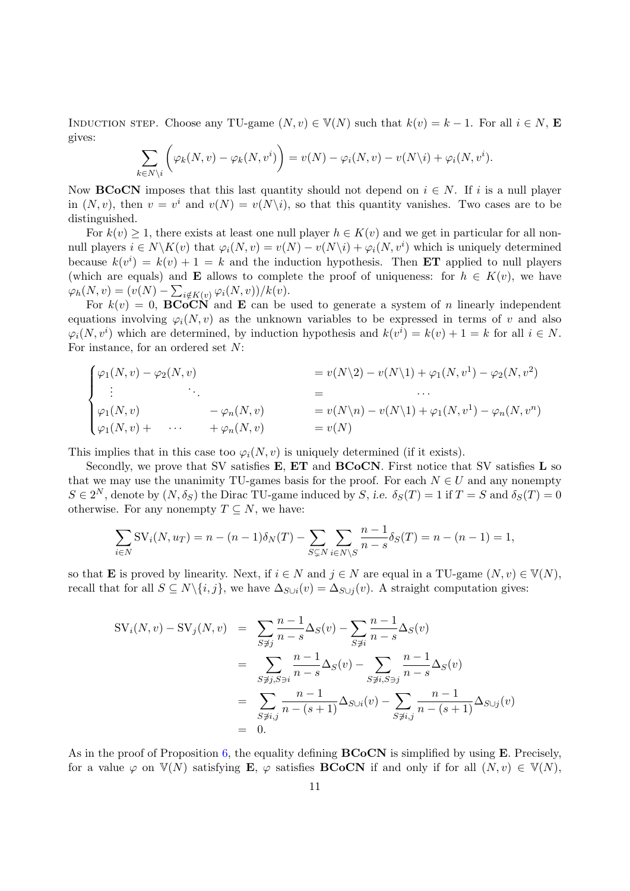Induction step. Choose any TU-game $(N, v) \in \mathbb{V}(N)$ such that $k(v) = k - 1$. For all $i \in N$, **E** gives:

$$\sum_{k \in N \setminus i} \left( \varphi_k(N, v) - \varphi_k(N, v^i) \right) = v(N) - \varphi_i(N, v) - v(N \setminus i) + \varphi_i(N, v^i).$$

Now **BCoCN** imposes that this last quantity should not depend on $i \in N$. If $i$ is a null player in $(N, v)$, then $v = v^i$ and $v(N) = v(N \setminus i)$, so that this quantity vanishes. Two cases are to be distinguished.

For $k(v) \geq 1$, there exists at least one null player $h \in K(v)$ and we get in particular for all non-null players $i \in N \setminus K(v)$ that $\varphi_i(N, v) = v(N) - v(N \setminus i) + \varphi_i(N, v^i)$ which is uniquely determined because $k(v^i) = k(v) + 1 = k$ and the induction hypothesis. Then **ET** applied to null players (which are equals) and **E** allows to complete the proof of uniqueness: for $h \in K(v)$, we have $\varphi_h(N, v) = (v(N) - \sum_{i \notin K(v)} \varphi_i(N, v))/k(v)$.

For $k(v) = 0$, **BCoCN** and **E** can be used to generate a system of $n$ linearly independent equations involving $\varphi_i(N, v)$ as the unknown variables to be expressed in terms of $v$ and also $\varphi_i(N, v^i)$ which are determined, by induction hypothesis and $k(v^i) = k(v) + 1 = k$ for all $i \in N$. For instance, for an ordered set $N$:

$$\begin{cases} \varphi_1(N, v) - \varphi_2(N, v) & = v(N \setminus 2) - v(N \setminus 1) + \varphi_1(N, v^1) - \varphi_2(N, v^2) \\ \quad \vdots \qquad\qquad \ddots & = \qquad\qquad \cdots \\ \varphi_1(N, v) \qquad\qquad - \varphi_n(N, v) & = v(N \setminus n) - v(N \setminus 1) + \varphi_1(N, v^1) - \varphi_n(N, v^n) \\ \varphi_1(N, v) + \quad \cdots \quad + \varphi_n(N, v) & = v(N) \end{cases}$$

This implies that in this case too $\varphi_i(N, v)$ is uniquely determined (if it exists).

Secondly, we prove that SV satisfies **E**, **ET** and **BCoCN**. First notice that SV satisfies **L** so that we may use the unanimity TU-games basis for the proof. For each $N \in U$ and any nonempty $S \in 2^N$, denote by $(N, \delta_S)$ the Dirac TU-game induced by $S$, *i.e.* $\delta_S(T) = 1$ if $T = S$ and $\delta_S(T) = 0$ otherwise. For any nonempty $T \subseteq N$, we have:

$$\sum_{i \in N} \text{SV}_i(N, u_T) = n - (n-1)\delta_N(T) - \sum_{S \subsetneq N} \sum_{i \in N \setminus S} \frac{n-1}{n-s} \delta_S(T) = n - (n-1) = 1,$$

so that **E** is proved by linearity. Next, if $i \in N$ and $j \in N$ are equal in a TU-game $(N, v) \in \mathbb{V}(N)$, recall that for all $S \subseteq N \setminus \{i, j\}$, we have $\Delta_{S \cup i}(v) = \Delta_{S \cup j}(v)$. A straight computation gives:

$$\begin{aligned} \text{SV}_i(N, v) - \text{SV}_j(N, v) &= \sum_{S \not\ni j} \frac{n-1}{n-s} \Delta_S(v) - \sum_{S \not\ni i} \frac{n-1}{n-s} \Delta_S(v) \\ &= \sum_{S \not\ni j, S \ni i} \frac{n-1}{n-s} \Delta_S(v) - \sum_{S \not\ni i, S \ni j} \frac{n-1}{n-s} \Delta_S(v) \\ &= \sum_{S \not\ni i,j} \frac{n-1}{n-(s+1)} \Delta_{S \cup i}(v) - \sum_{S \not\ni i,j} \frac{n-1}{n-(s+1)} \Delta_{S \cup j}(v) \\ &= 0. \end{aligned}$$

As in the proof of Proposition 6, the equality defining **BCoCN** is simplified by using **E**. Precisely, for a value $\varphi$ on $\mathbb{V}(N)$ satisfying **E**, $\varphi$ satisfies **BCoCN** if and only if for all $(N, v) \in \mathbb{V}(N)$,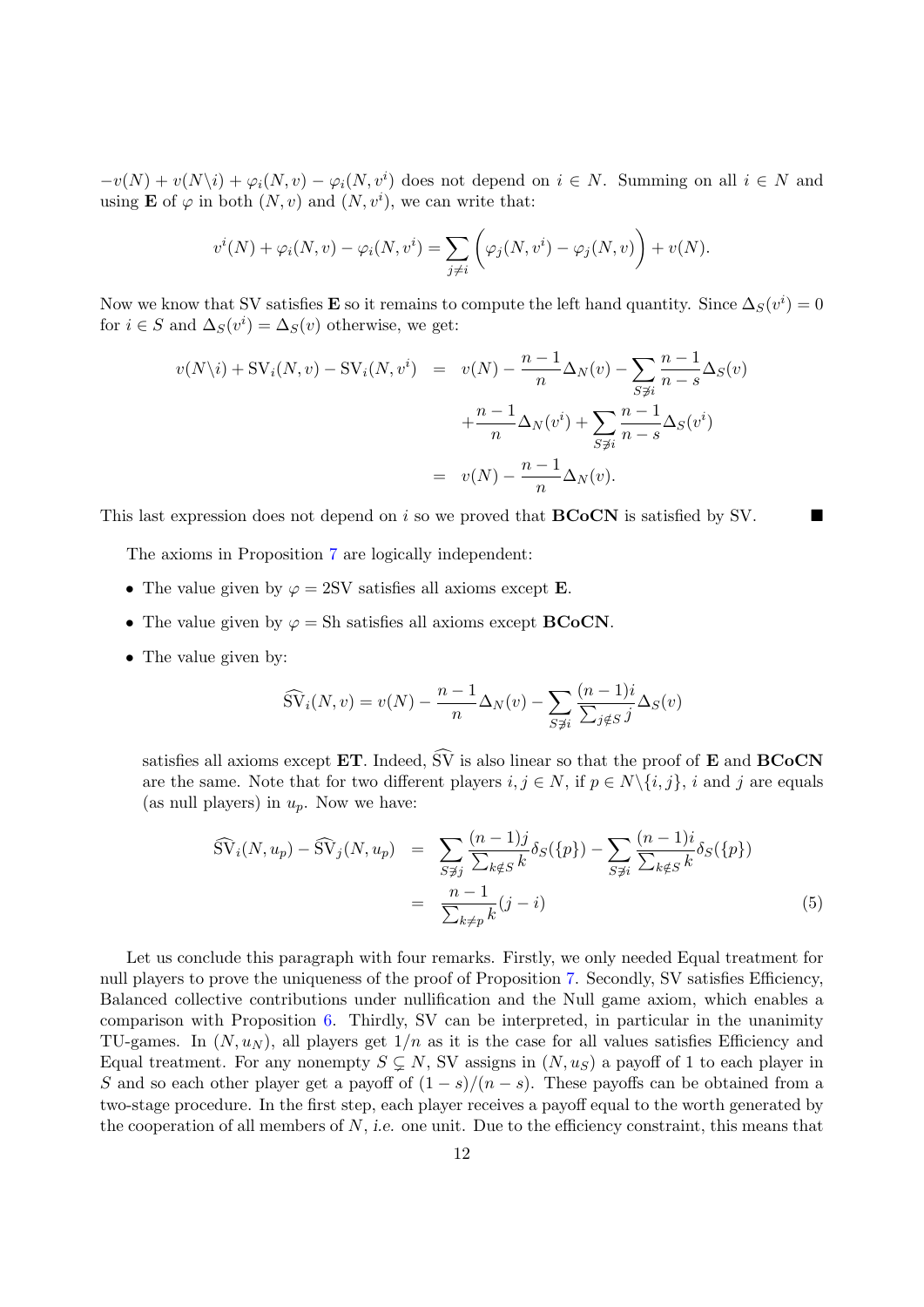$-v(N) + v(N\backslash i) + \varphi_i(N, v) - \varphi_i(N, v^i)$ does not depend on $i \in N$. Summing on all $i \in N$ and using **E** of $\varphi$ in both $(N, v)$ and $(N, v^i)$, we can write that:

$$v^i(N) + \varphi_i(N, v) - \varphi_i(N, v^i) = \sum_{j \neq i} \left( \varphi_j(N, v^i) - \varphi_j(N, v) \right) + v(N).$$

Now we know that SV satisfies **E** so it remains to compute the left hand quantity. Since $\Delta_S(v^i) = 0$ for $i \in S$ and $\Delta_S(v^i) = \Delta_S(v)$ otherwise, we get:

$$\begin{aligned}
v(N\backslash i) + \mathrm{SV}_i(N, v) - \mathrm{SV}_i(N, v^i) &= v(N) - \frac{n-1}{n}\Delta_N(v) - \sum_{S \not\ni i} \frac{n-1}{n-s}\Delta_S(v) \\
&\quad + \frac{n-1}{n}\Delta_N(v^i) + \sum_{S \not\ni i} \frac{n-1}{n-s}\Delta_S(v^i) \\
&= v(N) - \frac{n-1}{n}\Delta_N(v).
\end{aligned}$$

This last expression does not depend on $i$ so we proved that **BCoCN** is satisfied by SV. ■

The axioms in Proposition 7 are logically independent:

- The value given by $\varphi = 2\mathrm{SV}$ satisfies all axioms except **E**.
- The value given by $\varphi = \mathrm{Sh}$ satisfies all axioms except **BCoCN**.
- The value given by:

$$\widehat{\mathrm{SV}}_i(N, v) = v(N) - \frac{n-1}{n}\Delta_N(v) - \sum_{S \not\ni i} \frac{(n-1)i}{\sum_{j \notin S} j}\Delta_S(v)$$

  satisfies all axioms except **ET**. Indeed, $\widehat{\mathrm{SV}}$ is also linear so that the proof of **E** and **BCoCN** are the same. Note that for two different players $i, j \in N$, if $p \in N\backslash\{i, j\}$, $i$ and $j$ are equals (as null players) in $u_p$. Now we have:

$$\begin{aligned}
\widehat{\mathrm{SV}}_i(N, u_p) - \widehat{\mathrm{SV}}_j(N, u_p) &= \sum_{S \not\ni j} \frac{(n-1)j}{\sum_{k \notin S} k}\delta_S(\{p\}) - \sum_{S \not\ni i} \frac{(n-1)i}{\sum_{k \notin S} k}\delta_S(\{p\}) \\
&= \frac{n-1}{\sum_{k \neq p} k}(j - i)
\end{aligned} \tag{5}$$

Let us conclude this paragraph with four remarks. Firstly, we only needed Equal treatment for null players to prove the uniqueness of the proof of Proposition 7. Secondly, SV satisfies Efficiency, Balanced collective contributions under nullification and the Null game axiom, which enables a comparison with Proposition 6. Thirdly, SV can be interpreted, in particular in the unanimity TU-games. In $(N, u_N)$, all players get $1/n$ as it is the case for all values satisfies Efficiency and Equal treatment. For any nonempty $S \subsetneq N$, SV assigns in $(N, u_S)$ a payoff of 1 to each player in $S$ and so each other player get a payoff of $(1 - s)/(n - s)$. These payoffs can be obtained from a two-stage procedure. In the first step, each player receives a payoff equal to the worth generated by the cooperation of all members of $N$, *i.e.* one unit. Due to the efficiency constraint, this means that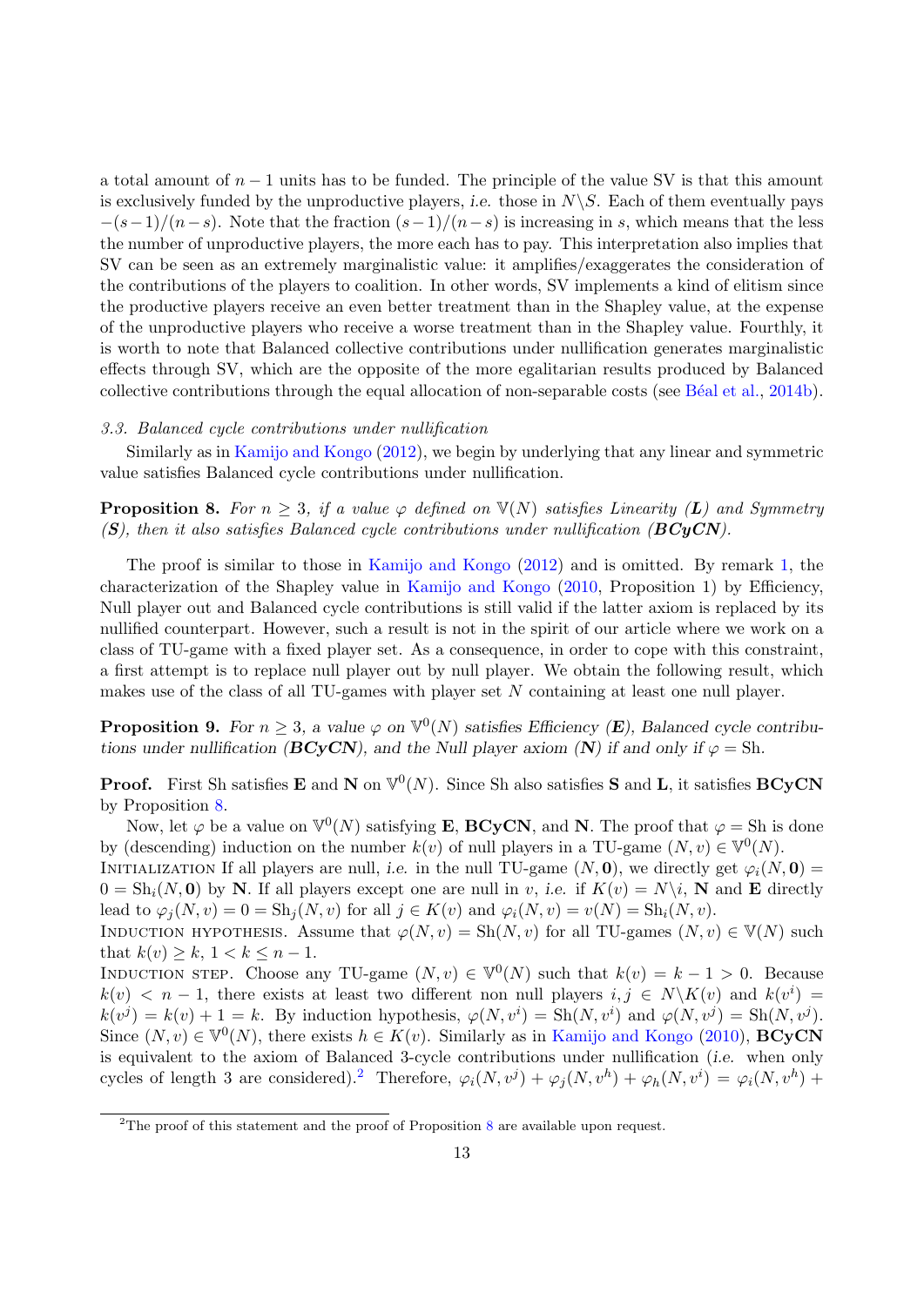a total amount of $n-1$ units has to be funded. The principle of the value SV is that this amount is exclusively funded by the unproductive players, *i.e.* those in $N \backslash S$. Each of them eventually pays $-(s-1)/(n-s)$. Note that the fraction $(s-1)/(n-s)$ is increasing in $s$, which means that the less the number of unproductive players, the more each has to pay. This interpretation also implies that SV can be seen as an extremely marginalistic value: it amplifies/exaggerates the consideration of the contributions of the players to coalition. In other words, SV implements a kind of elitism since the productive players receive an even better treatment than in the Shapley value, at the expense of the unproductive players who receive a worse treatment than in the Shapley value. Fourthly, it is worth to note that Balanced collective contributions under nullification generates marginalistic effects through SV, which are the opposite of the more egalitarian results produced by Balanced collective contributions through the equal allocation of non-separable costs (see Béal et al., 2014b).

### *3.3. Balanced cycle contributions under nullification*

Similarly as in Kamijo and Kongo (2012), we begin by underlying that any linear and symmetric value satisfies Balanced cycle contributions under nullification.

**Proposition 8.** *For $n \geq 3$, if a value $\varphi$ defined on $\mathbb{V}(N)$ satisfies Linearity (**L**) and Symmetry (**S**), then it also satisfies Balanced cycle contributions under nullification (**BCyCN**).*

The proof is similar to those in Kamijo and Kongo (2012) and is omitted. By remark 1, the characterization of the Shapley value in Kamijo and Kongo (2010, Proposition 1) by Efficiency, Null player out and Balanced cycle contributions is still valid if the latter axiom is replaced by its nullified counterpart. However, such a result is not in the spirit of our article where we work on a class of TU-game with a fixed player set. As a consequence, in order to cope with this constraint, a first attempt is to replace null player out by null player. We obtain the following result, which makes use of the class of all TU-games with player set $N$ containing at least one null player.

**Proposition 9.** *For $n \geq 3$, a value $\varphi$ on $\mathbb{V}^0(N)$ satisfies Efficiency (**E**), Balanced cycle contributions under nullification (**BCyCN**), and the Null player axiom (**N**) if and only if $\varphi = \mathrm{Sh}$.*

**Proof.** First Sh satisfies **E** and **N** on $\mathbb{V}^0(N)$. Since Sh also satisfies **S** and **L**, it satisfies **BCyCN** by Proposition 8.

Now, let $\varphi$ be a value on $\mathbb{V}^0(N)$ satisfying **E**, **BCyCN**, and **N**. The proof that $\varphi = \mathrm{Sh}$ is done by (descending) induction on the number $k(v)$ of null players in a TU-game $(N,v) \in \mathbb{V}^0(N)$.

INITIALIZATION If all players are null, *i.e.* in the null TU-game $(N,\mathbf{0})$, we directly get $\varphi_i(N,\mathbf{0}) = 0 = \mathrm{Sh}_i(N,\mathbf{0})$ by **N**. If all players except one are null in $v$, *i.e.* if $K(v) = N \backslash i$, **N** and **E** directly lead to $\varphi_j(N,v) = 0 = \mathrm{Sh}_j(N,v)$ for all $j \in K(v)$ and $\varphi_i(N,v) = v(N) = \mathrm{Sh}_i(N,v)$.

INDUCTION HYPOTHESIS. Assume that $\varphi(N,v) = \mathrm{Sh}(N,v)$ for all TU-games $(N,v) \in \mathbb{V}(N)$ such that $k(v) \geq k$, $1 < k \leq n-1$.

INDUCTION STEP. Choose any TU-game $(N,v) \in \mathbb{V}^0(N)$ such that $k(v) = k-1 > 0$. Because $k(v) < n-1$, there exists at least two different non null players $i,j \in N \backslash K(v)$ and $k(v^i) = k(v^j) = k(v)+1 = k$. By induction hypothesis, $\varphi(N,v^i) = \mathrm{Sh}(N,v^i)$ and $\varphi(N,v^j) = \mathrm{Sh}(N,v^j)$. Since $(N,v) \in \mathbb{V}^0(N)$, there exists $h \in K(v)$. Similarly as in Kamijo and Kongo (2010), **BCyCN** is equivalent to the axiom of Balanced 3-cycle contributions under nullification (*i.e.* when only cycles of length 3 are considered).[2] Therefore, $\varphi_i(N,v^j) + \varphi_j(N,v^h) + \varphi_h(N,v^i) = \varphi_i(N,v^h) +$

[2] The proof of this statement and the proof of Proposition 8 are available upon request.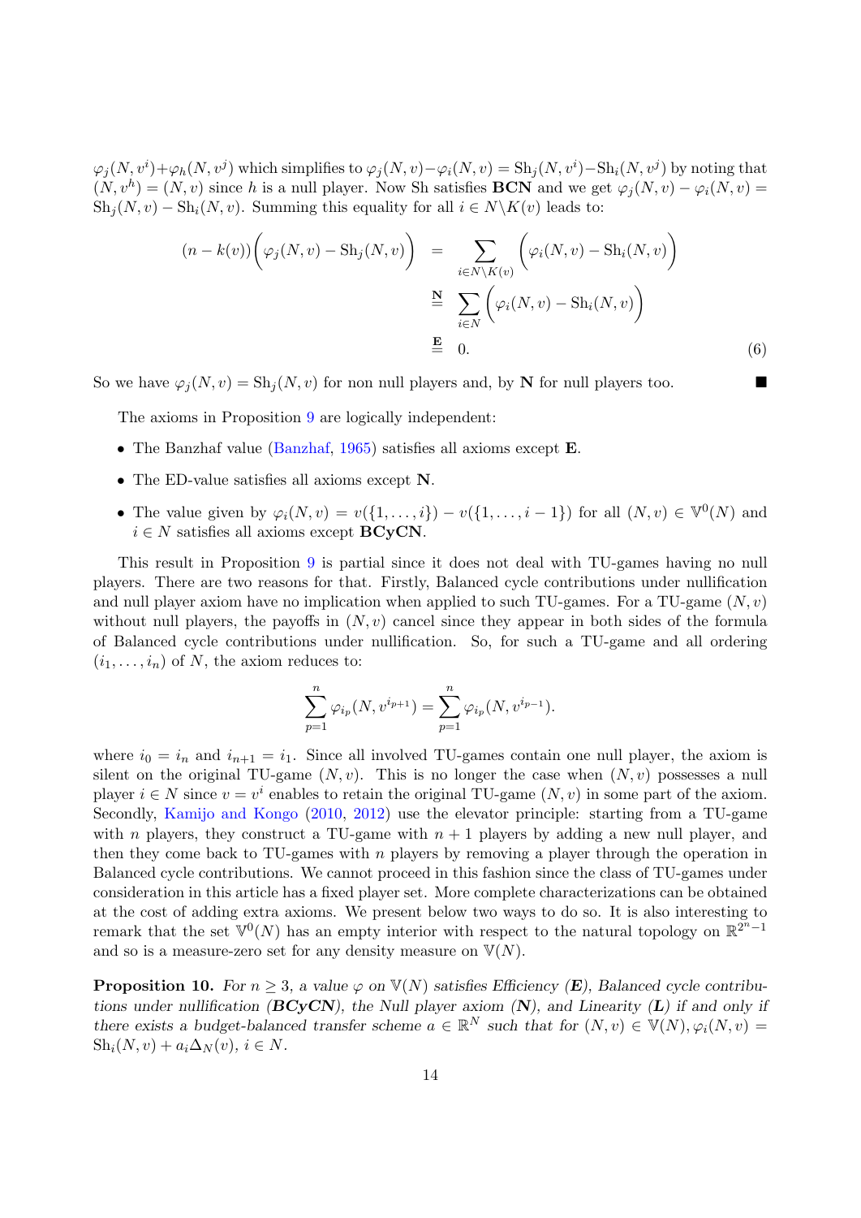$\varphi_j(N, v^i)+\varphi_h(N, v^j)$ which simplifies to $\varphi_j(N, v)-\varphi_i(N, v) = \mathrm{Sh}_j(N, v^i)-\mathrm{Sh}_i(N, v^j)$ by noting that $(N, v^h) = (N, v)$ since $h$ is a null player. Now Sh satisfies **BCN** and we get $\varphi_j(N, v) - \varphi_i(N, v) = \mathrm{Sh}_j(N, v) - \mathrm{Sh}_i(N, v)$. Summing this equality for all $i \in N\backslash K(v)$ leads to:

$$
\begin{aligned}
(n - k(v))\Big(\varphi_j(N, v) - \mathrm{Sh}_j(N, v)\Big) &= \sum_{i\in N\backslash K(v)} \Big(\varphi_i(N, v) - \mathrm{Sh}_i(N, v)\Big) \\
&\overset{\mathbf{N}}{=} \sum_{i\in N} \Big(\varphi_i(N, v) - \mathrm{Sh}_i(N, v)\Big) \\
&\overset{\mathbf{E}}{=} 0. \qquad (6)
\end{aligned}
$$

So we have $\varphi_j(N, v) = \mathrm{Sh}_j(N, v)$ for non null players and, by **N** for null players too. ■

The axioms in Proposition 9 are logically independent:

- The Banzhaf value (Banzhaf, 1965) satisfies all axioms except **E**.
- The ED-value satisfies all axioms except **N**.
- The value given by $\varphi_i(N, v) = v(\{1, \dots, i\}) - v(\{1, \dots, i - 1\})$ for all $(N, v) \in \mathbb{V}^0(N)$ and $i \in N$ satisfies all axioms except **BCyCN**.

This result in Proposition 9 is partial since it does not deal with TU-games having no null players. There are two reasons for that. Firstly, Balanced cycle contributions under nullification and null player axiom have no implication when applied to such TU-games. For a TU-game $(N, v)$ without null players, the payoffs in $(N, v)$ cancel since they appear in both sides of the formula of Balanced cycle contributions under nullification. So, for such a TU-game and all ordering $(i_1, \dots, i_n)$ of $N$, the axiom reduces to:

$$
\sum_{p=1}^{n} \varphi_{i_p}(N, v^{i_{p+1}}) = \sum_{p=1}^{n} \varphi_{i_p}(N, v^{i_{p-1}}).
$$

where $i_0 = i_n$ and $i_{n+1} = i_1$. Since all involved TU-games contain one null player, the axiom is silent on the original TU-game $(N, v)$. This is no longer the case when $(N, v)$ possesses a null player $i \in N$ since $v = v^i$ enables to retain the original TU-game $(N, v)$ in some part of the axiom. Secondly, Kamijo and Kongo (2010, 2012) use the elevator principle: starting from a TU-game with $n$ players, they construct a TU-game with $n + 1$ players by adding a new null player, and then they come back to TU-games with $n$ players by removing a player through the operation in Balanced cycle contributions. We cannot proceed in this fashion since the class of TU-games under consideration in this article has a fixed player set. More complete characterizations can be obtained at the cost of adding extra axioms. We present below two ways to do so. It is also interesting to remark that the set $\mathbb{V}^0(N)$ has an empty interior with respect to the natural topology on $\mathbb{R}^{2^n-1}$ and so is a measure-zero set for any density measure on $\mathbb{V}(N)$.

**Proposition 10.** *For $n \geq 3$, a value $\varphi$ on $\mathbb{V}(N)$ satisfies Efficiency (**E**), Balanced cycle contributions under nullification (**BCyCN**), the Null player axiom (**N**), and Linearity (**L**) if and only if there exists a budget-balanced transfer scheme $a \in \mathbb{R}^N$ such that for $(N, v) \in \mathbb{V}(N), \varphi_i(N, v) = \mathrm{Sh}_i(N, v) + a_i\Delta_N(v)$, $i \in N$.*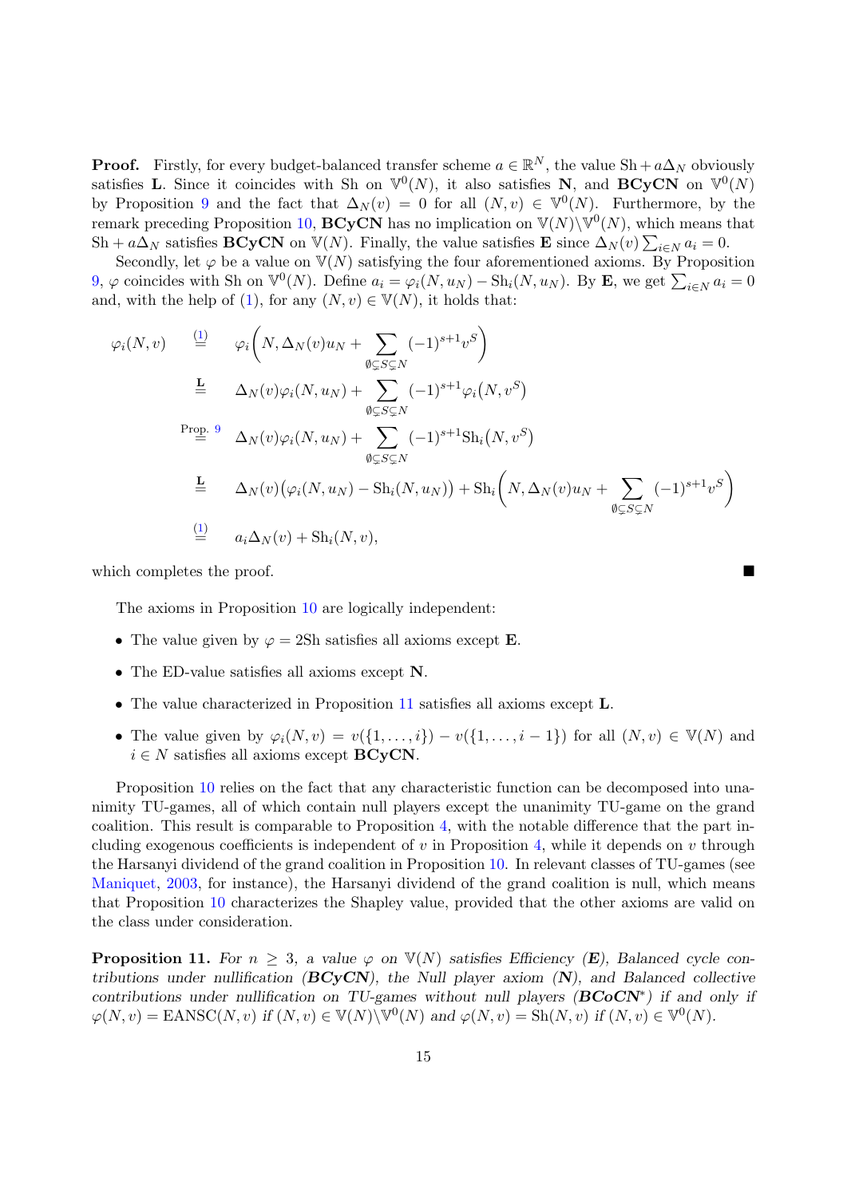**Proof.** Firstly, for every budget-balanced transfer scheme $a \in \mathbb{R}^N$, the value $\mathrm{Sh} + a\Delta_N$ obviously satisfies **L**. Since it coincides with Sh on $\mathbb{V}^0(N)$, it also satisfies **N**, and **BCyCN** on $\mathbb{V}^0(N)$ by Proposition 9 and the fact that $\Delta_N(v) = 0$ for all $(N, v) \in \mathbb{V}^0(N)$. Furthermore, by the remark preceding Proposition 10, **BCyCN** has no implication on $\mathbb{V}(N)\backslash\mathbb{V}^0(N)$, which means that $\mathrm{Sh} + a\Delta_N$ satisfies **BCyCN** on $\mathbb{V}(N)$. Finally, the value satisfies **E** since $\Delta_N(v)\sum_{i\in N} a_i = 0$.

Secondly, let $\varphi$ be a value on $\mathbb{V}(N)$ satisfying the four aforementioned axioms. By Proposition 9, $\varphi$ coincides with Sh on $\mathbb{V}^0(N)$. Define $a_i = \varphi_i(N, u_N) - \mathrm{Sh}_i(N, u_N)$. By **E**, we get $\sum_{i\in N} a_i = 0$ and, with the help of (1), for any $(N, v) \in \mathbb{V}(N)$, it holds that:

$$
\begin{aligned}
\varphi_i(N, v) &\overset{(1)}{=} \varphi_i\Big(N, \Delta_N(v)u_N + \sum_{\emptyset\subsetneq S\subsetneq N} (-1)^{s+1} v^S\Big) \\
&\overset{\mathbf{L}}{=} \Delta_N(v)\varphi_i(N, u_N) + \sum_{\emptyset\subsetneq S\subsetneq N} (-1)^{s+1}\varphi_i\big(N, v^S\big) \\
&\overset{\text{Prop. 9}}{=} \Delta_N(v)\varphi_i(N, u_N) + \sum_{\emptyset\subsetneq S\subsetneq N} (-1)^{s+1}\mathrm{Sh}_i\big(N, v^S\big) \\
&\overset{\mathbf{L}}{=} \Delta_N(v)\big(\varphi_i(N, u_N) - \mathrm{Sh}_i(N, u_N)\big) + \mathrm{Sh}_i\Big(N, \Delta_N(v)u_N + \sum_{\emptyset\subsetneq S\subsetneq N} (-1)^{s+1} v^S\Big) \\
&\overset{(1)}{=} a_i\Delta_N(v) + \mathrm{Sh}_i(N, v),
\end{aligned}
$$

which completes the proof. ∎

The axioms in Proposition 10 are logically independent:

- The value given by $\varphi = 2\mathrm{Sh}$ satisfies all axioms except **E**.
- The ED-value satisfies all axioms except **N**.
- The value characterized in Proposition 11 satisfies all axioms except **L**.
- The value given by $\varphi_i(N, v) = v(\{1, \ldots, i\}) - v(\{1, \ldots, i-1\})$ for all $(N, v) \in \mathbb{V}(N)$ and $i \in N$ satisfies all axioms except **BCyCN**.

Proposition 10 relies on the fact that any characteristic function can be decomposed into unanimity TU-games, all of which contain null players except the unanimity TU-game on the grand coalition. This result is comparable to Proposition 4, with the notable difference that the part including exogenous coefficients is independent of $v$ in Proposition 4, while it depends on $v$ through the Harsanyi dividend of the grand coalition in Proposition 10. In relevant classes of TU-games (see Maniquet, 2003, for instance), the Harsanyi dividend of the grand coalition is null, which means that Proposition 10 characterizes the Shapley value, provided that the other axioms are valid on the class under consideration.

**Proposition 11.** *For $n \geq 3$, a value $\varphi$ on $\mathbb{V}(N)$ satisfies Efficiency (**E**), Balanced cycle contributions under nullification (**BCyCN**), the Null player axiom (**N**), and Balanced collective contributions under nullification on TU-games without null players (**BCoCN***) if and only if $\varphi(N, v) = \mathrm{EANSC}(N, v)$ if $(N, v) \in \mathbb{V}(N)\backslash\mathbb{V}^0(N)$ and $\varphi(N, v) = \mathrm{Sh}(N, v)$ if $(N, v) \in \mathbb{V}^0(N)$.*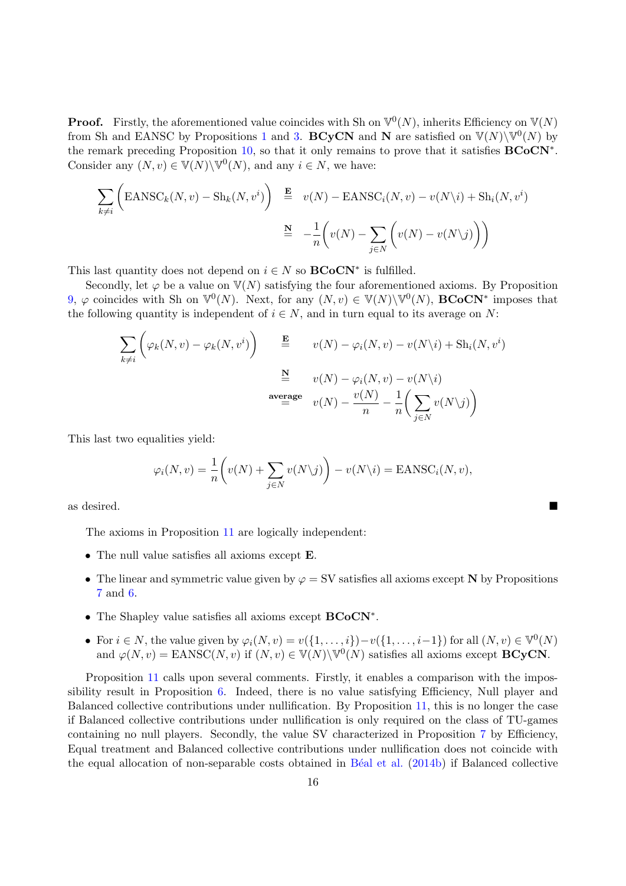**Proof.** Firstly, the aforementioned value coincides with Sh on $\mathbb{V}^0(N)$, inherits Efficiency on $\mathbb{V}(N)$ from Sh and EANSC by Propositions 1 and 3. **BCyCN** and **N** are satisfied on $\mathbb{V}(N)\backslash\mathbb{V}^0(N)$ by the remark preceding Proposition 10, so that it only remains to prove that it satisfies **BCoCN**$^*$. Consider any $(N, v) \in \mathbb{V}(N)\backslash\mathbb{V}^0(N)$, and any $i \in N$, we have:

$$\sum_{k\neq i}\Big(\text{EANSC}_k(N,v) - \text{Sh}_k(N,v^i)\Big) \overset{\mathbf{E}}{=} v(N) - \text{EANSC}_i(N,v) - v(N\backslash i) + \text{Sh}_i(N,v^i)$$

$$\overset{\mathbf{N}}{=} -\frac{1}{n}\Big(v(N) - \sum_{j\in N}\Big(v(N) - v(N\backslash j)\Big)\Big)$$

This last quantity does not depend on $i \in N$ so **BCoCN**$^*$ is fulfilled.

Secondly, let $\varphi$ be a value on $\mathbb{V}(N)$ satisfying the four aforementioned axioms. By Proposition 9, $\varphi$ coincides with Sh on $\mathbb{V}^0(N)$. Next, for any $(N, v) \in \mathbb{V}(N)\backslash\mathbb{V}^0(N)$, **BCoCN**$^*$ imposes that the following quantity is independent of $i \in N$, and in turn equal to its average on $N$:

$$\sum_{k\neq i}\Big(\varphi_k(N,v) - \varphi_k(N,v^i)\Big) \overset{\mathbf{E}}{=} v(N) - \varphi_i(N,v) - v(N\backslash i) + \text{Sh}_i(N,v^i)$$

$$\overset{\mathbf{N}}{=} v(N) - \varphi_i(N,v) - v(N\backslash i)$$

$$\overset{\textbf{average}}{=} v(N) - \frac{v(N)}{n} - \frac{1}{n}\Big(\sum_{j\in N} v(N\backslash j)\Big)$$

This last two equalities yield:

$$\varphi_i(N,v) = \frac{1}{n}\Big(v(N) + \sum_{j\in N} v(N\backslash j)\Big) - v(N\backslash i) = \text{EANSC}_i(N,v),$$

as desired. ∎

The axioms in Proposition 11 are logically independent:

- The null value satisfies all axioms except **E**.
- The linear and symmetric value given by $\varphi = \text{SV}$ satisfies all axioms except **N** by Propositions 7 and 6.
- The Shapley value satisfies all axioms except **BCoCN**$^*$.
- For $i \in N$, the value given by $\varphi_i(N,v) = v(\{1,\ldots,i\}) - v(\{1,\ldots,i-1\})$ for all $(N,v) \in \mathbb{V}^0(N)$ and $\varphi(N,v) = \text{EANSC}(N,v)$ if $(N,v) \in \mathbb{V}(N)\backslash\mathbb{V}^0(N)$ satisfies all axioms except **BCyCN**.

Proposition 11 calls upon several comments. Firstly, it enables a comparison with the impossibility result in Proposition 6. Indeed, there is no value satisfying Efficiency, Null player and Balanced collective contributions under nullification. By Proposition 11, this is no longer the case if Balanced collective contributions under nullification is only required on the class of TU-games containing no null players. Secondly, the value SV characterized in Proposition 7 by Efficiency, Equal treatment and Balanced collective contributions under nullification does not coincide with the equal allocation of non-separable costs obtained in Béal et al. (2014b) if Balanced collective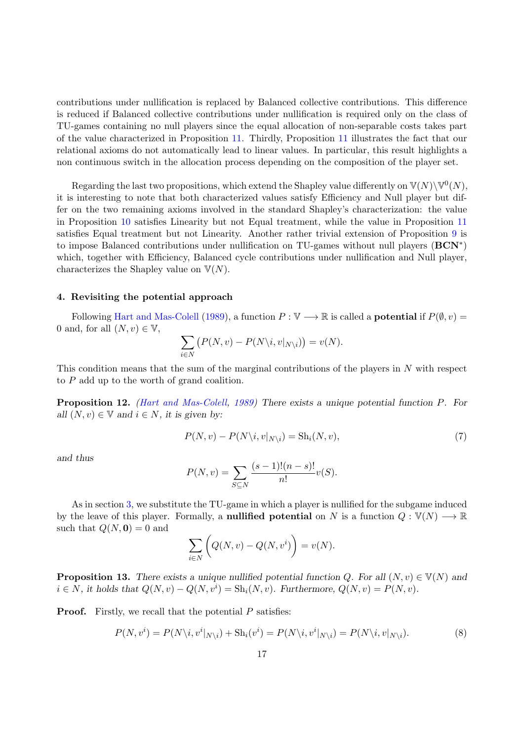contributions under nullification is replaced by Balanced collective contributions. This difference is reduced if Balanced collective contributions under nullification is required only on the class of TU-games containing no null players since the equal allocation of non-separable costs takes part of the value characterized in Proposition 11. Thirdly, Proposition 11 illustrates the fact that our relational axioms do not automatically lead to linear values. In particular, this result highlights a non continuous switch in the allocation process depending on the composition of the player set.

Regarding the last two propositions, which extend the Shapley value differently on $\mathbb{V}(N)\backslash\mathbb{V}^0(N)$, it is interesting to note that both characterized values satisfy Efficiency and Null player but differ on the two remaining axioms involved in the standard Shapley's characterization: the value in Proposition 10 satisfies Linearity but not Equal treatment, while the value in Proposition 11 satisfies Equal treatment but not Linearity. Another rather trivial extension of Proposition 9 is to impose Balanced contributions under nullification on TU-games without null players (**BCN**$^*$) which, together with Efficiency, Balanced cycle contributions under nullification and Null player, characterizes the Shapley value on $\mathbb{V}(N)$.

## 4. Revisiting the potential approach

Following Hart and Mas-Colell (1989), a function $P : \mathbb{V} \longrightarrow \mathbb{R}$ is called a **potential** if $P(\emptyset, v) = 0$ and, for all $(N, v) \in \mathbb{V}$,

$$\sum_{i\in N} \big(P(N, v) - P(N\backslash i, v|_{N\backslash i})\big) = v(N).$$

This condition means that the sum of the marginal contributions of the players in $N$ with respect to $P$ add up to the worth of grand coalition.

**Proposition 12.** *(Hart and Mas-Colell, 1989) There exists a unique potential function $P$. For all $(N, v) \in \mathbb{V}$ and $i \in N$, it is given by:*

$$P(N, v) - P(N\backslash i, v|_{N\backslash i}) = \mathrm{Sh}_i(N, v), \tag{7}$$

*and thus*

$$P(N, v) = \sum_{S\subseteq N} \frac{(s-1)!(n-s)!}{n!} v(S).$$

As in section 3, we substitute the TU-game in which a player is nullified for the subgame induced by the leave of this player. Formally, a **nullified potential** on $N$ is a function $Q : \mathbb{V}(N) \longrightarrow \mathbb{R}$ such that $Q(N, \mathbf{0}) = 0$ and

$$\sum_{i\in N} \Big(Q(N, v) - Q(N, v^i)\Big) = v(N).$$

**Proposition 13.** *There exists a unique nullified potential function $Q$. For all $(N, v) \in \mathbb{V}(N)$ and $i \in N$, it holds that $Q(N, v) - Q(N, v^i) = \mathrm{Sh}_i(N, v)$. Furthermore, $Q(N, v) = P(N, v)$.*

**Proof.** Firstly, we recall that the potential $P$ satisfies:

$$P(N, v^i) = P(N\backslash i, v^i|_{N\backslash i}) + \mathrm{Sh}_i(v^i) = P(N\backslash i, v^i|_{N\backslash i}) = P(N\backslash i, v|_{N\backslash i}). \tag{8}$$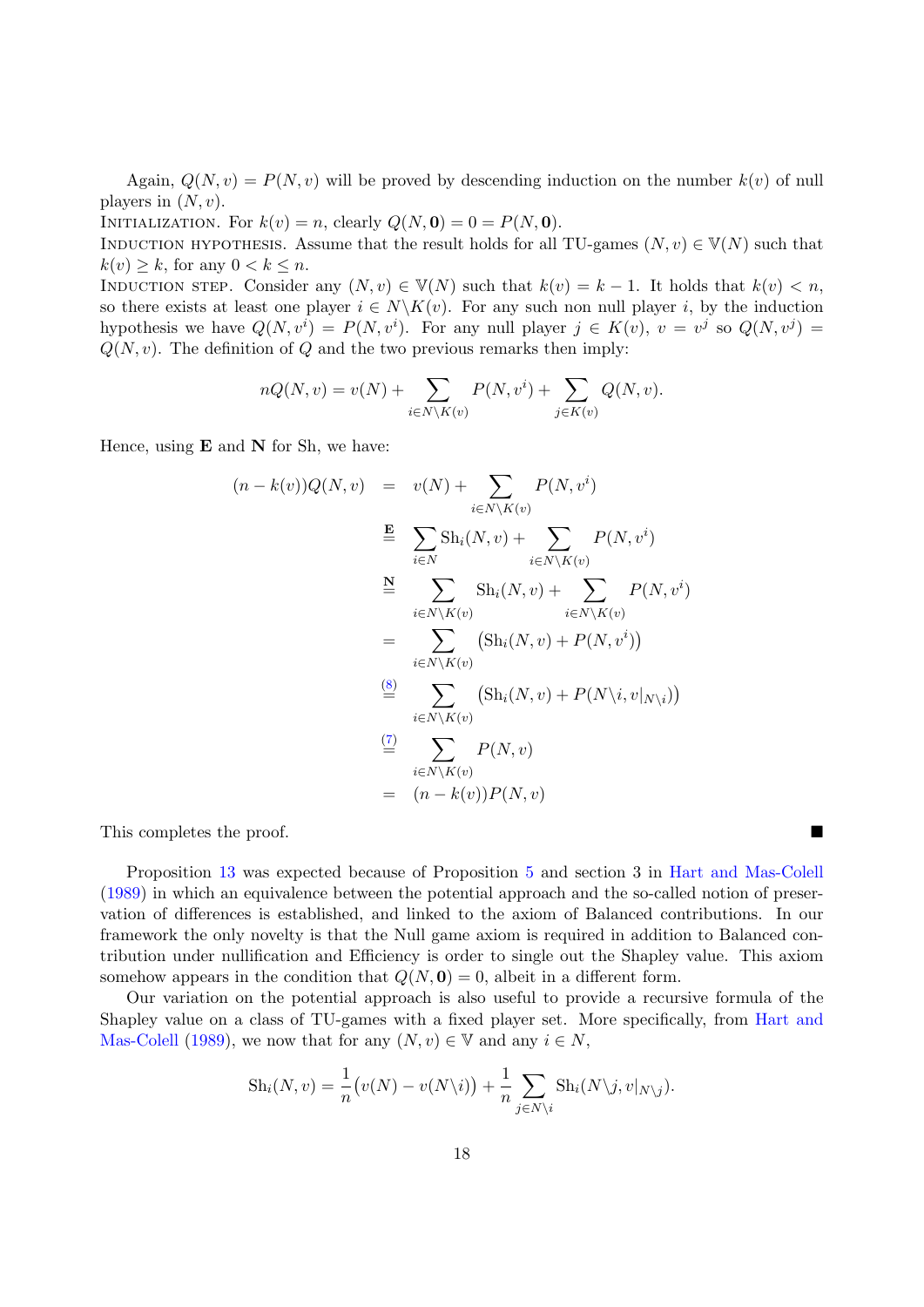Again, $Q(N,v) = P(N,v)$ will be proved by descending induction on the number $k(v)$ of null players in $(N,v)$.

Initialization. For $k(v) = n$, clearly $Q(N,\mathbf{0}) = 0 = P(N,\mathbf{0})$.

Induction hypothesis. Assume that the result holds for all TU-games $(N,v) \in \mathbb{V}(N)$ such that $k(v) \geq k$, for any $0 < k \leq n$.

Induction step. Consider any $(N,v) \in \mathbb{V}(N)$ such that $k(v) = k-1$. It holds that $k(v) < n$, so there exists at least one player $i \in N \backslash K(v)$. For any such non null player $i$, by the induction hypothesis we have $Q(N,v^i) = P(N,v^i)$. For any null player $j \in K(v)$, $v = v^j$ so $Q(N,v^j) = Q(N,v)$. The definition of $Q$ and the two previous remarks then imply:

$$nQ(N,v) = v(N) + \sum_{i \in N \backslash K(v)} P(N,v^i) + \sum_{j \in K(v)} Q(N,v).$$

Hence, using **E** and **N** for Sh, we have:

$$\begin{aligned}
(n-k(v))Q(N,v) &= v(N) + \sum_{i \in N \backslash K(v)} P(N,v^i) \\
&\overset{\mathbf{E}}{=} \sum_{i \in N} \mathrm{Sh}_i(N,v) + \sum_{i \in N \backslash K(v)} P(N,v^i) \\
&\overset{\mathbf{N}}{=} \sum_{i \in N \backslash K(v)} \mathrm{Sh}_i(N,v) + \sum_{i \in N \backslash K(v)} P(N,v^i) \\
&= \sum_{i \in N \backslash K(v)} \big(\mathrm{Sh}_i(N,v) + P(N,v^i)\big) \\
&\overset{(8)}{=} \sum_{i \in N \backslash K(v)} \big(\mathrm{Sh}_i(N,v) + P(N \backslash i, v|_{N \backslash i})\big) \\
&\overset{(7)}{=} \sum_{i \in N \backslash K(v)} P(N,v) \\
&= (n-k(v))P(N,v)
\end{aligned}$$

This completes the proof. ■

Proposition 13 was expected because of Proposition 5 and section 3 in Hart and Mas-Colell (1989) in which an equivalence between the potential approach and the so-called notion of preservation of differences is established, and linked to the axiom of Balanced contributions. In our framework the only novelty is that the Null game axiom is required in addition to Balanced contribution under nullification and Efficiency is order to single out the Shapley value. This axiom somehow appears in the condition that $Q(N,\mathbf{0}) = 0$, albeit in a different form.

Our variation on the potential approach is also useful to provide a recursive formula of the Shapley value on a class of TU-games with a fixed player set. More specifically, from Hart and Mas-Colell (1989), we now that for any $(N,v) \in \mathbb{V}$ and any $i \in N$,

$$\mathrm{Sh}_i(N,v) = \frac{1}{n}\big(v(N) - v(N \backslash i)\big) + \frac{1}{n} \sum_{j \in N \backslash i} \mathrm{Sh}_i(N \backslash j, v|_{N \backslash j}).$$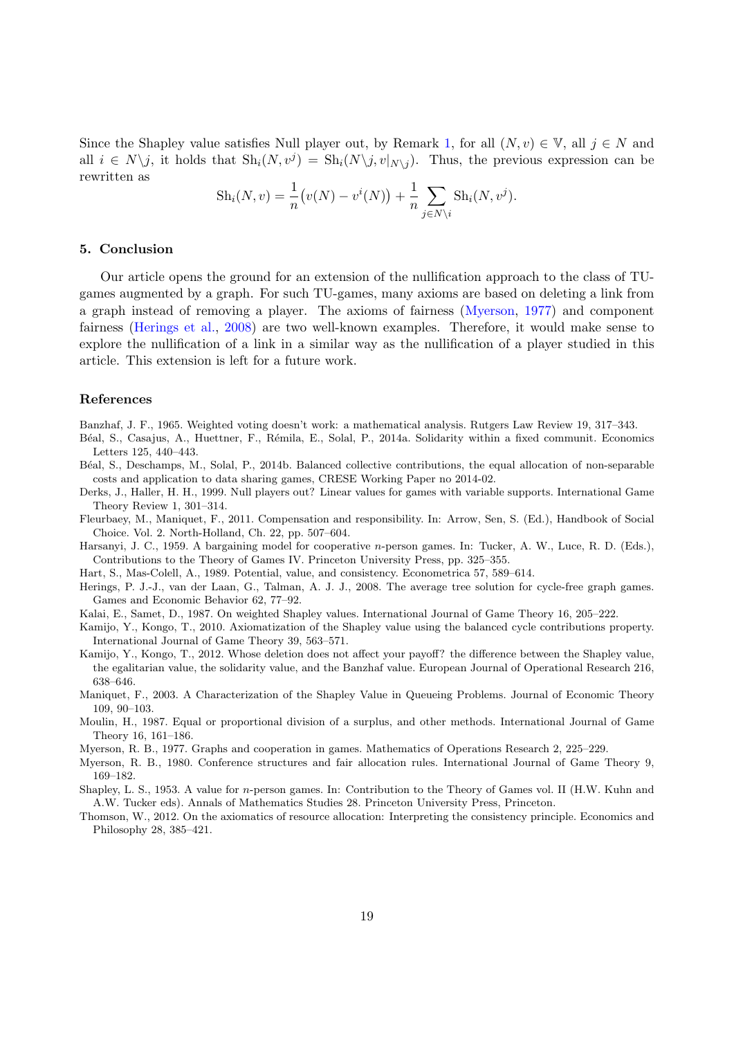Since the Shapley value satisfies Null player out, by Remark 1, for all $(N, v) \in \mathbb{V}$, all $j \in N$ and all $i \in N\backslash j$, it holds that $\text{Sh}_i(N, v^j) = \text{Sh}_i(N\backslash j, v|_{N\backslash j})$. Thus, the previous expression can be rewritten as

$$\text{Sh}_i(N, v) = \frac{1}{n}\big(v(N) - v^i(N)\big) + \frac{1}{n}\sum_{j \in N\backslash i} \text{Sh}_i(N, v^j).$$

## 5. Conclusion

Our article opens the ground for an extension of the nullification approach to the class of TU-games augmented by a graph. For such TU-games, many axioms are based on deleting a link from a graph instead of removing a player. The axioms of fairness (Myerson, 1977) and component fairness (Herings et al., 2008) are two well-known examples. Therefore, it would make sense to explore the nullification of a link in a similar way as the nullification of a player studied in this article. This extension is left for a future work.

## References

Banzhaf, J. F., 1965. Weighted voting doesn't work: a mathematical analysis. Rutgers Law Review 19, 317–343.

Béal, S., Casajus, A., Huettner, F., Rémila, E., Solal, P., 2014a. Solidarity within a fixed communit. Economics Letters 125, 440–443.

Béal, S., Deschamps, M., Solal, P., 2014b. Balanced collective contributions, the equal allocation of non-separable costs and application to data sharing games, CRESE Working Paper no 2014-02.

Derks, J., Haller, H. H., 1999. Null players out? Linear values for games with variable supports. International Game Theory Review 1, 301–314.

Fleurbaey, M., Maniquet, F., 2011. Compensation and responsibility. In: Arrow, Sen, S. (Ed.), Handbook of Social Choice. Vol. 2. North-Holland, Ch. 22, pp. 507–604.

Harsanyi, J. C., 1959. A bargaining model for cooperative $n$-person games. In: Tucker, A. W., Luce, R. D. (Eds.), Contributions to the Theory of Games IV. Princeton University Press, pp. 325–355.

Hart, S., Mas-Colell, A., 1989. Potential, value, and consistency. Econometrica 57, 589–614.

Herings, P. J.-J., van der Laan, G., Talman, A. J. J., 2008. The average tree solution for cycle-free graph games. Games and Economic Behavior 62, 77–92.

Kalai, E., Samet, D., 1987. On weighted Shapley values. International Journal of Game Theory 16, 205–222.

Kamijo, Y., Kongo, T., 2010. Axiomatization of the Shapley value using the balanced cycle contributions property. International Journal of Game Theory 39, 563–571.

Kamijo, Y., Kongo, T., 2012. Whose deletion does not affect your payoff? the difference between the Shapley value, the egalitarian value, the solidarity value, and the Banzhaf value. European Journal of Operational Research 216, 638–646.

Maniquet, F., 2003. A Characterization of the Shapley Value in Queueing Problems. Journal of Economic Theory 109, 90–103.

Moulin, H., 1987. Equal or proportional division of a surplus, and other methods. International Journal of Game Theory 16, 161–186.

Myerson, R. B., 1977. Graphs and cooperation in games. Mathematics of Operations Research 2, 225–229.

Myerson, R. B., 1980. Conference structures and fair allocation rules. International Journal of Game Theory 9, 169–182.

Shapley, L. S., 1953. A value for $n$-person games. In: Contribution to the Theory of Games vol. II (H.W. Kuhn and A.W. Tucker eds). Annals of Mathematics Studies 28. Princeton University Press, Princeton.

Thomson, W., 2012. On the axiomatics of resource allocation: Interpreting the consistency principle. Economics and Philosophy 28, 385–421.